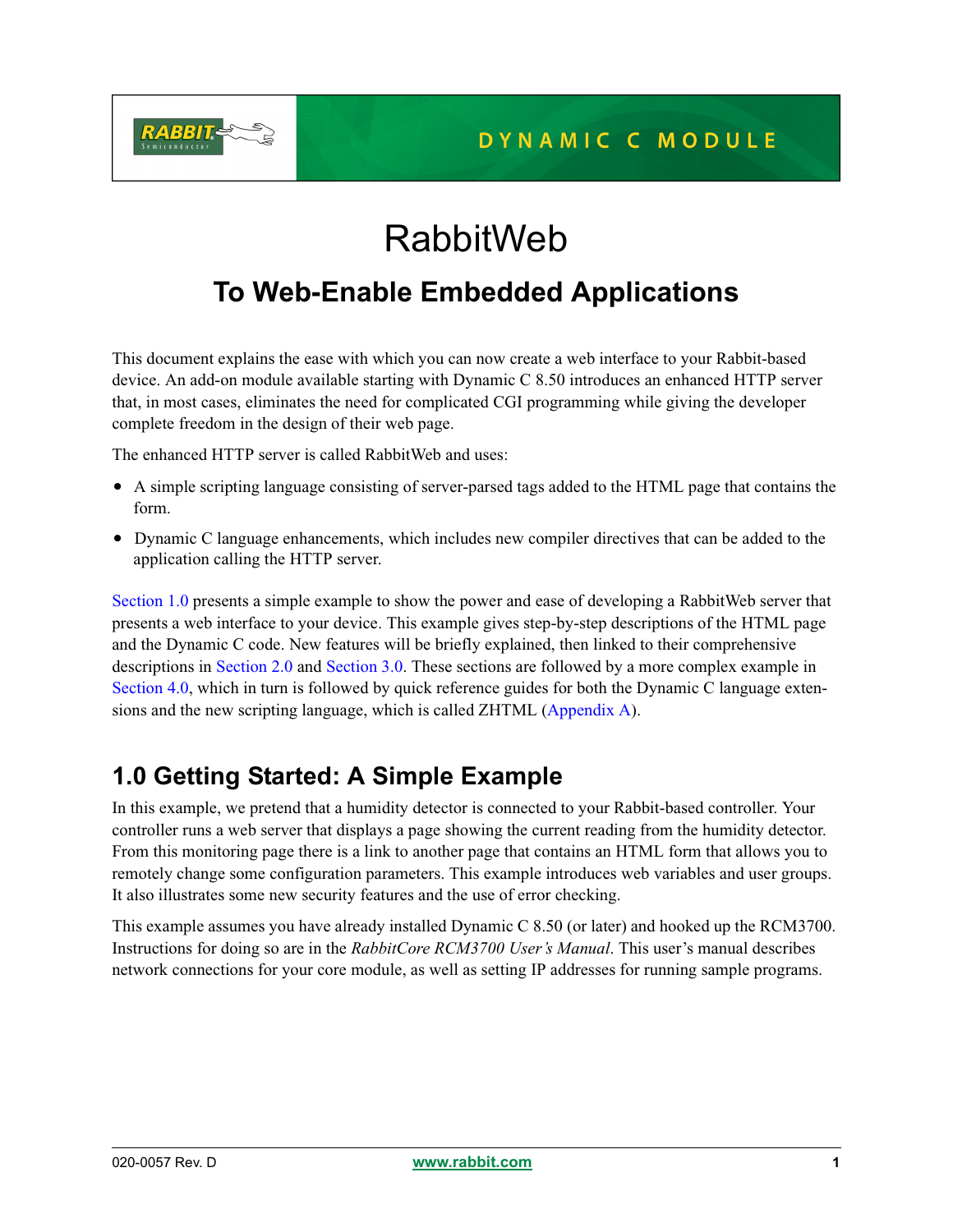DYNAMIC C MODULE

# RabbitWeb

## To Web-Enable Embedded Applications

This document explains the ease with which you can now create a web interface to your Rabbit-based device. An add-on module available starting with Dynamic C 8.50 introduces an enhanced HTTP server that, in most cases, eliminates the need for complicated CGI programming while giving the developer complete freedom in the design of their web page.

The enhanced HTTP server is called RabbitWeb and uses:

- A simple scripting language consisting of server-parsed tags added to the HTML page that contains the form.
- Dynamic C language enhancements, which includes new compiler directives that can be added to the application calling the HTTP server.

Section 1.0 presents a simple example to show the power and ease of developing a RabbitWeb server that presents a web interface to your device. This example gives step-by-step descriptions of the HTML page and the Dynamic C code. New features will be briefly explained, then linked to their comprehensive descriptions in Section 2.0 and Section 3.0. These sections are followed by a more complex example in Section 4.0, which in turn is followed by quick reference guides for both the Dynamic C language extensions and the new scripting language, which is called ZHTML (Appendix A).

## 1.0 Getting Started: A Simple Example

In this example, we pretend that a humidity detector is connected to your Rabbit-based controller. Your controller runs a web server that displays a page showing the current reading from the humidity detector. From this monitoring page there is a link to another page that contains an HTML form that allows you to remotely change some configuration parameters. This example introduces web variables and user groups. It also illustrates some new security features and the use of error checking.

This example assumes you have already installed Dynamic C 8.50 (or later) and hooked up the RCM3700. Instructions for doing so are in the *RabbitCore RCM3700 User's Manual*. This user's manual describes network connections for your core module, as well as setting IP addresses for running sample programs.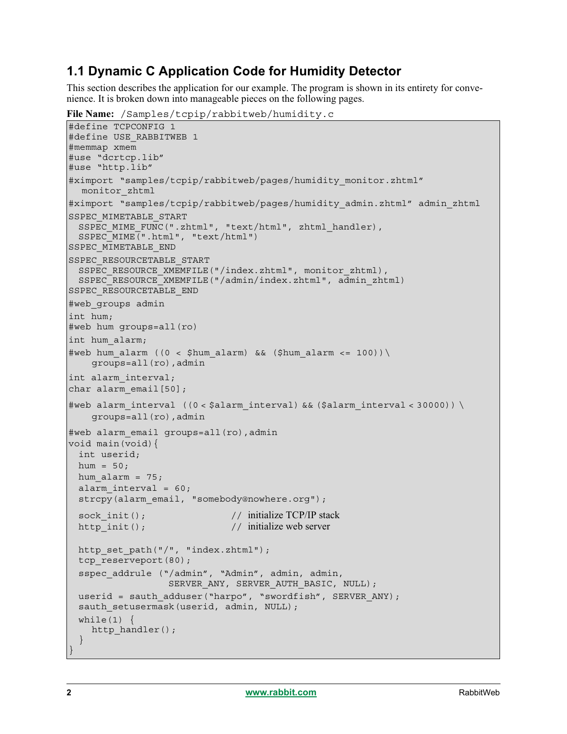## 1.1 Dynamic C Application Code for Humidity Detector

This section describes the application for our example. The program is shown in its entirety for convenience. It is broken down into manageable pieces on the following pages.

**File Name:** `/Samples/tcpip/rabbitweb/humidity.c`

```
#define TCPCONFIG 1
#define USE_RABBITWEB 1
#memmap xmem
#use “dcrtcp.lib”
#use “http.lib”
#ximport “samples/tcpip/rabbitweb/pages/humidity_monitor.zhtml”
  monitor_zhtml
#ximport “samples/tcpip/rabbitweb/pages/humidity_admin.zhtml” admin_zhtml
SSPEC_MIMETABLE_START
  SSPEC_MIME_FUNC(".zhtml", "text/html", zhtml_handler),
  SSPEC_MIME(".html", "text/html")
SSPEC_MIMETABLE_END
SSPEC_RESOURCETABLE_START
  SSPEC_RESOURCE_XMEMFILE("/index.zhtml", monitor_zhtml),
  SSPEC_RESOURCE_XMEMFILE("/admin/index.zhtml", admin_zhtml)
SSPEC_RESOURCETABLE_END
#web_groups admin
int hum;
#web hum groups=all(ro)
int hum_alarm;
#web hum_alarm ((0 < $hum_alarm) && ($hum_alarm <= 100))\
    groups=all(ro),admin
int alarm_interval;
char alarm_email[50];
#web alarm_interval ((0 < $alarm_interval) && ($alarm_interval < 30000)) \
    groups=all(ro),admin
#web alarm_email groups=all(ro),admin
void main(void){
  int userid;
  hum = 50;
  hum_alarm = 75;
  alarm_interval = 60;
  strcpy(alarm_email, "somebody@nowhere.org");
  sock_init();                  // initialize TCP/IP stack
  http_init();                  // initialize web server

  http_set_path("/", "index.zhtml");
  tcp_reserveport(80);
  sspec_addrule (“/admin”, “Admin”, admin, admin,
                 SERVER_ANY, SERVER_AUTH_BASIC, NULL);
  userid = sauth_adduser(“harpo”, “swordfish”, SERVER_ANY);
  sauth_setusermask(userid, admin, NULL);
  while(1) {
    http_handler();
  }
}
```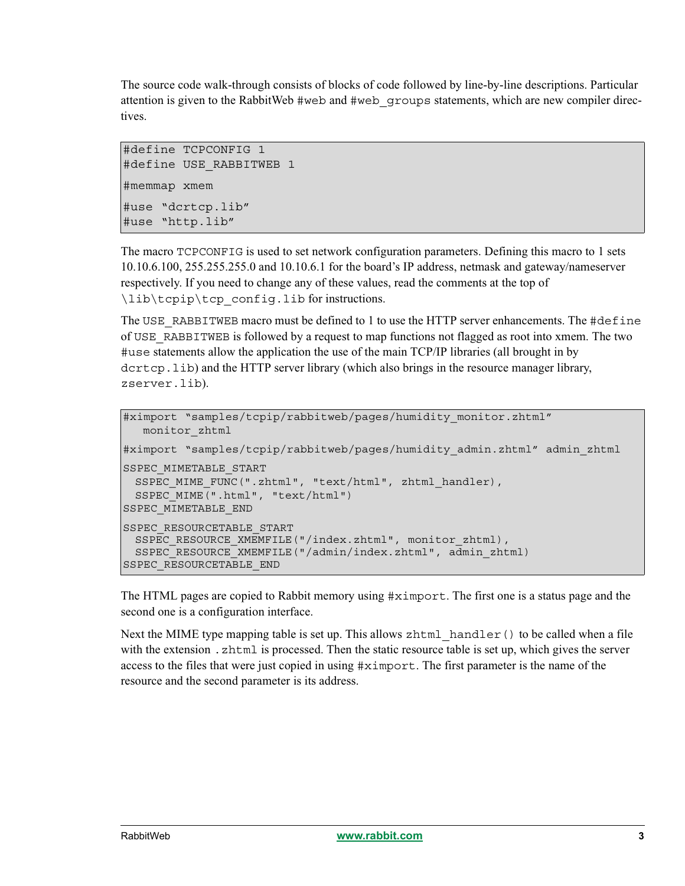The source code walk-through consists of blocks of code followed by line-by-line descriptions. Particular attention is given to the RabbitWeb #web and #web_groups statements, which are new compiler directives.

```
#define TCPCONFIG 1
#define USE_RABBITWEB 1
#memmap xmem
#use "dcrtcp.lib"
#use "http.lib"
```

The macro TCPCONFIG is used to set network configuration parameters. Defining this macro to 1 sets 10.10.6.100, 255.255.255.0 and 10.10.6.1 for the board's IP address, netmask and gateway/nameserver respectively. If you need to change any of these values, read the comments at the top of \lib\tcpip\tcp_config.lib for instructions.

The USE_RABBITWEB macro must be defined to 1 to use the HTTP server enhancements. The #define of USE_RABBITWEB is followed by a request to map functions not flagged as root into xmem. The two #use statements allow the application the use of the main TCP/IP libraries (all brought in by dcrtcp.lib) and the HTTP server library (which also brings in the resource manager library, zserver.lib).

```
#ximport "samples/tcpip/rabbitweb/pages/humidity_monitor.zhtml"
   monitor_zhtml
#ximport "samples/tcpip/rabbitweb/pages/humidity_admin.zhtml" admin_zhtml
SSPEC_MIMETABLE_START
  SSPEC_MIME_FUNC(".zhtml", "text/html", zhtml_handler),
  SSPEC_MIME(".html", "text/html")
SSPEC_MIMETABLE_END
SSPEC_RESOURCETABLE_START
  SSPEC_RESOURCE_XMEMFILE("/index.zhtml", monitor_zhtml),
  SSPEC_RESOURCE_XMEMFILE("/admin/index.zhtml", admin_zhtml)
SSPEC_RESOURCETABLE_END
```

The HTML pages are copied to Rabbit memory using #ximport. The first one is a status page and the second one is a configuration interface.

Next the MIME type mapping table is set up. This allows zhtml_handler() to be called when a file with the extension .zhtml is processed. Then the static resource table is set up, which gives the server access to the files that were just copied in using #ximport. The first parameter is the name of the resource and the second parameter is its address.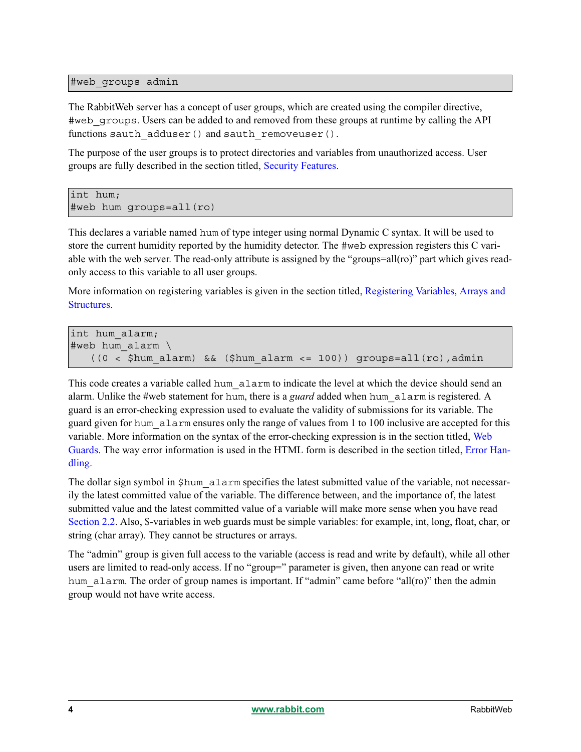```
#web_groups admin
```

The RabbitWeb server has a concept of user groups, which are created using the compiler directive, `#web_groups`. Users can be added to and removed from these groups at runtime by calling the API functions `sauth_adduser()` and `sauth_removeuser()`.

The purpose of the user groups is to protect directories and variables from unauthorized access. User groups are fully described in the section titled, Security Features.

```
int hum;
#web hum groups=all(ro)
```

This declares a variable named `hum` of type integer using normal Dynamic C syntax. It will be used to store the current humidity reported by the humidity detector. The `#web` expression registers this C variable with the web server. The read-only attribute is assigned by the "groups=all(ro)" part which gives read-only access to this variable to all user groups.

More information on registering variables is given in the section titled, Registering Variables, Arrays and Structures.

```
int hum_alarm;
#web hum_alarm \
   ((0 < $hum_alarm) && ($hum_alarm <= 100)) groups=all(ro),admin
```

This code creates a variable called `hum_alarm` to indicate the level at which the device should send an alarm. Unlike the #web statement for `hum`, there is a *guard* added when `hum_alarm` is registered. A guard is an error-checking expression used to evaluate the validity of submissions for its variable. The guard given for `hum_alarm` ensures only the range of values from 1 to 100 inclusive are accepted for this variable. More information on the syntax of the error-checking expression is in the section titled, Web Guards. The way error information is used in the HTML form is described in the section titled, Error Handling.

The dollar sign symbol in `$hum_alarm` specifies the latest submitted value of the variable, not necessarily the latest committed value of the variable. The difference between, and the importance of, the latest submitted value and the latest committed value of a variable will make more sense when you have read Section 2.2. Also, $-variables in web guards must be simple variables: for example, int, long, float, char, or string (char array). They cannot be structures or arrays.

The "admin" group is given full access to the variable (access is read and write by default), while all other users are limited to read-only access. If no "group=" parameter is given, then anyone can read or write `hum_alarm`. The order of group names is important. If "admin" came before "all(ro)" then the admin group would not have write access.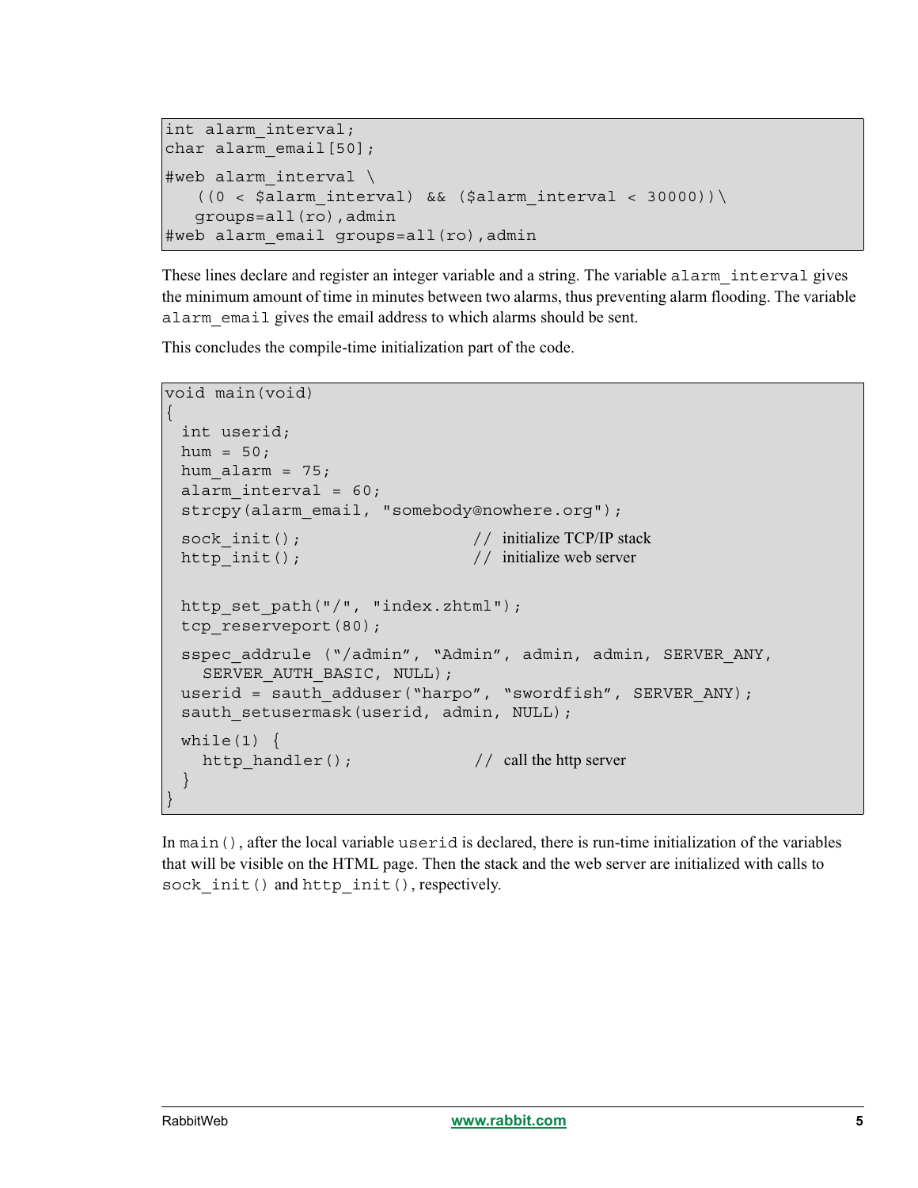```
int alarm_interval;
char alarm_email[50];

#web alarm_interval \
   ((0 < $alarm_interval) && ($alarm_interval < 30000))\
   groups=all(ro),admin
#web alarm_email groups=all(ro),admin
```

These lines declare and register an integer variable and a string. The variable `alarm_interval` gives the minimum amount of time in minutes between two alarms, thus preventing alarm flooding. The variable `alarm_email` gives the email address to which alarms should be sent.

This concludes the compile-time initialization part of the code.

```
void main(void)
{
  int userid;
  hum = 50;
  hum_alarm = 75;
  alarm_interval = 60;
  strcpy(alarm_email, "somebody@nowhere.org");

  sock_init();                      // initialize TCP/IP stack
  http_init();                      // initialize web server

  http_set_path("/", "index.zhtml");
  tcp_reserveport(80);

  sspec_addrule ("/admin", "Admin", admin, admin, SERVER_ANY,
    SERVER_AUTH_BASIC, NULL);
  userid = sauth_adduser("harpo", "swordfish", SERVER_ANY);
  sauth_setusermask(userid, admin, NULL);

  while(1) {
    http_handler();                 // call the http server
  }
}
```

In `main()`, after the local variable `userid` is declared, there is run-time initialization of the variables that will be visible on the HTML page. Then the stack and the web server are initialized with calls to `sock_init()` and `http_init()`, respectively.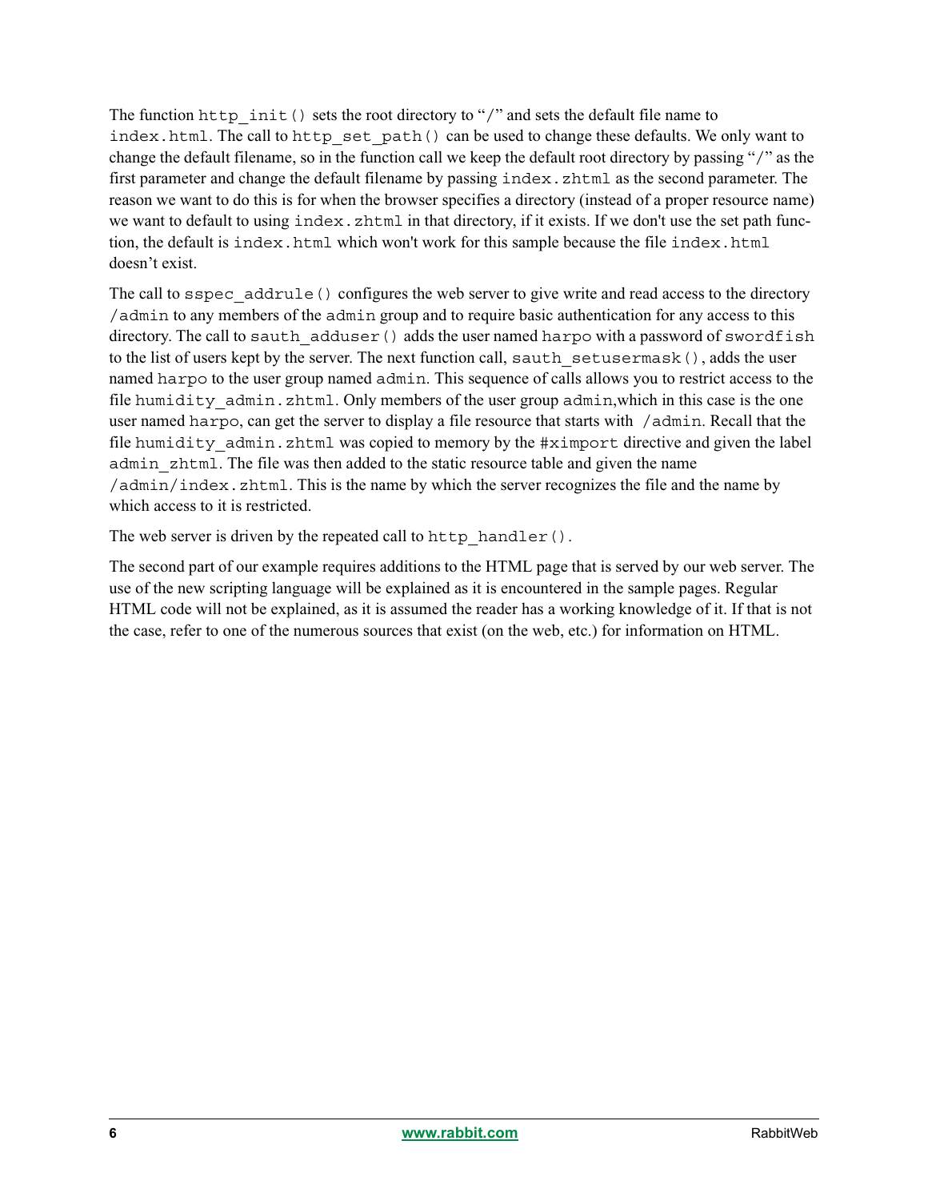The function `http_init()` sets the root directory to "/" and sets the default file name to `index.html`. The call to `http_set_path()` can be used to change these defaults. We only want to change the default filename, so in the function call we keep the default root directory by passing "/" as the first parameter and change the default filename by passing `index.zhtml` as the second parameter. The reason we want to do this is for when the browser specifies a directory (instead of a proper resource name) we want to default to using `index.zhtml` in that directory, if it exists. If we don't use the set path function, the default is `index.html` which won't work for this sample because the file `index.html` doesn't exist.

The call to `sspec_addrule()` configures the web server to give write and read access to the directory `/admin` to any members of the `admin` group and to require basic authentication for any access to this directory. The call to `sauth_adduser()` adds the user named `harpo` with a password of `swordfish` to the list of users kept by the server. The next function call, `sauth_setusermask()`, adds the user named `harpo` to the user group named `admin`. This sequence of calls allows you to restrict access to the file `humidity_admin.zhtml`. Only members of the user group `admin`,which in this case is the one user named `harpo`, can get the server to display a file resource that starts with `/admin`. Recall that the file `humidity_admin.zhtml` was copied to memory by the `#ximport` directive and given the label `admin_zhtml`. The file was then added to the static resource table and given the name `/admin/index.zhtml`. This is the name by which the server recognizes the file and the name by which access to it is restricted.

The web server is driven by the repeated call to `http_handler()`.

The second part of our example requires additions to the HTML page that is served by our web server. The use of the new scripting language will be explained as it is encountered in the sample pages. Regular HTML code will not be explained, as it is assumed the reader has a working knowledge of it. If that is not the case, refer to one of the numerous sources that exist (on the web, etc.) for information on HTML.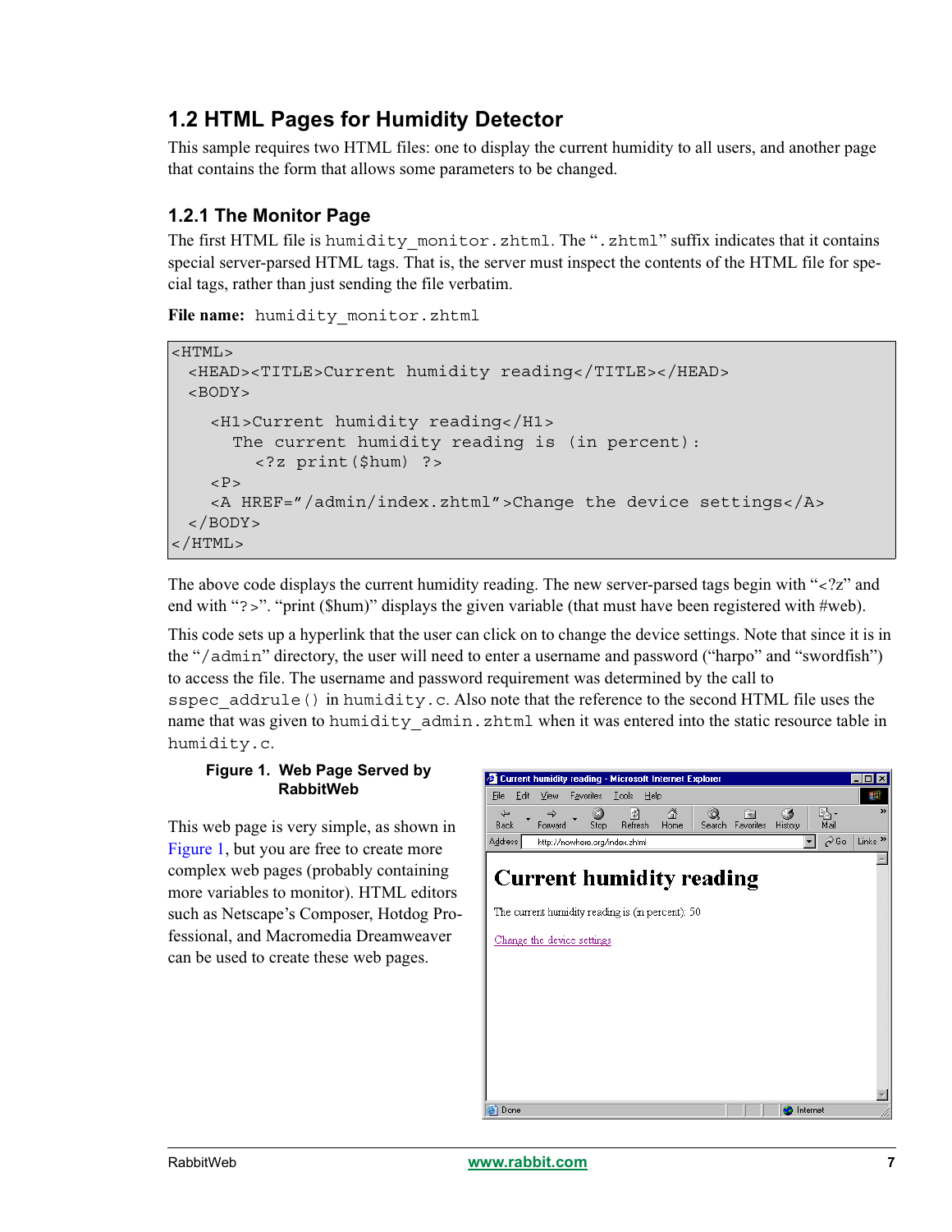## 1.2 HTML Pages for Humidity Detector

This sample requires two HTML files: one to display the current humidity to all users, and another page that contains the form that allows some parameters to be changed.

### 1.2.1 The Monitor Page

The first HTML file is `humidity_monitor.zhtml`. The "`.zhtml`" suffix indicates that it contains special server-parsed HTML tags. That is, the server must inspect the contents of the HTML file for special tags, rather than just sending the file verbatim.

**File name:** `humidity_monitor.zhtml`

```
<HTML>
  <HEAD><TITLE>Current humidity reading</TITLE></HEAD>
  <BODY>
    <H1>Current humidity reading</H1>
      The current humidity reading is (in percent):
        <?z print($hum) ?>
    <P>
    <A HREF="/admin/index.zhtml">Change the device settings</A>
  </BODY>
</HTML>
```

The above code displays the current humidity reading. The new server-parsed tags begin with "`<?z`" and end with "`?>`". "print ($hum)" displays the given variable (that must have been registered with #web).

This code sets up a hyperlink that the user can click on to change the device settings. Note that since it is in the "`/admin`" directory, the user will need to enter a username and password ("harpo" and "swordfish") to access the file. The username and password requirement was determined by the call to `sspec_addrule()` in `humidity.c`. Also note that the reference to the second HTML file uses the name that was given to `humidity_admin.zhtml` when it was entered into the static resource table in `humidity.c`.

**Figure 1. Web Page Served by RabbitWeb**

This web page is very simple, as shown in Figure 1, but you are free to create more complex web pages (probably containing more variables to monitor). HTML editors such as Netscape's Composer, Hotdog Professional, and Macromedia Dreamweaver can be used to create these web pages.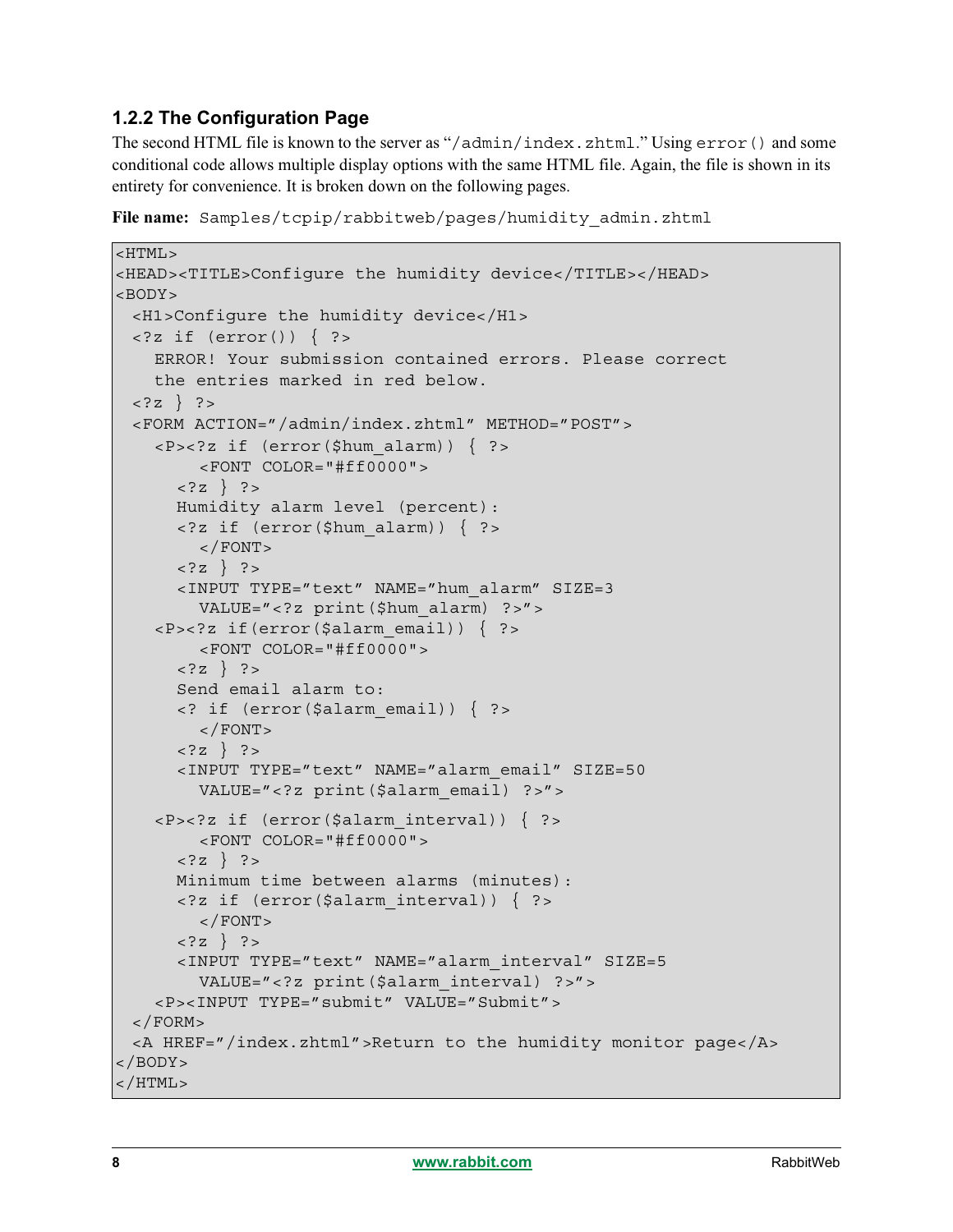### 1.2.2 The Configuration Page

The second HTML file is known to the server as "`/admin/index.zhtml`." Using `error()` and some conditional code allows multiple display options with the same HTML file. Again, the file is shown in its entirety for convenience. It is broken down on the following pages.

**File name:** `Samples/tcpip/rabbitweb/pages/humidity_admin.zhtml`

```
<HTML>
<HEAD><TITLE>Configure the humidity device</TITLE></HEAD>
<BODY>
  <H1>Configure the humidity device</H1>
  <?z if (error()) { ?>
    ERROR! Your submission contained errors. Please correct
    the entries marked in red below.
  <?z } ?>
  <FORM ACTION="/admin/index.zhtml" METHOD="POST">
    <P><?z if (error($hum_alarm)) { ?>
        <FONT COLOR="#ff0000">
      <?z } ?>
      Humidity alarm level (percent):
      <?z if (error($hum_alarm)) { ?>
        </FONT>
      <?z } ?>
      <INPUT TYPE="text" NAME="hum_alarm" SIZE=3
        VALUE="<?z print($hum_alarm) ?>">
    <P><?z if(error($alarm_email)) { ?>
        <FONT COLOR="#ff0000">
      <?z } ?>
      Send email alarm to:
      <? if (error($alarm_email)) { ?>
        </FONT>
      <?z } ?>
      <INPUT TYPE="text" NAME="alarm_email" SIZE=50
        VALUE="<?z print($alarm_email) ?>">
    <P><?z if (error($alarm_interval)) { ?>
        <FONT COLOR="#ff0000">
      <?z } ?>
      Minimum time between alarms (minutes):
      <?z if (error($alarm_interval)) { ?>
        </FONT>
      <?z } ?>
      <INPUT TYPE="text" NAME="alarm_interval" SIZE=5
        VALUE="<?z print($alarm_interval) ?>">
    <P><INPUT TYPE="submit" VALUE="Submit">
  </FORM>
  <A HREF="/index.zhtml">Return to the humidity monitor page</A>
</BODY>
</HTML>
```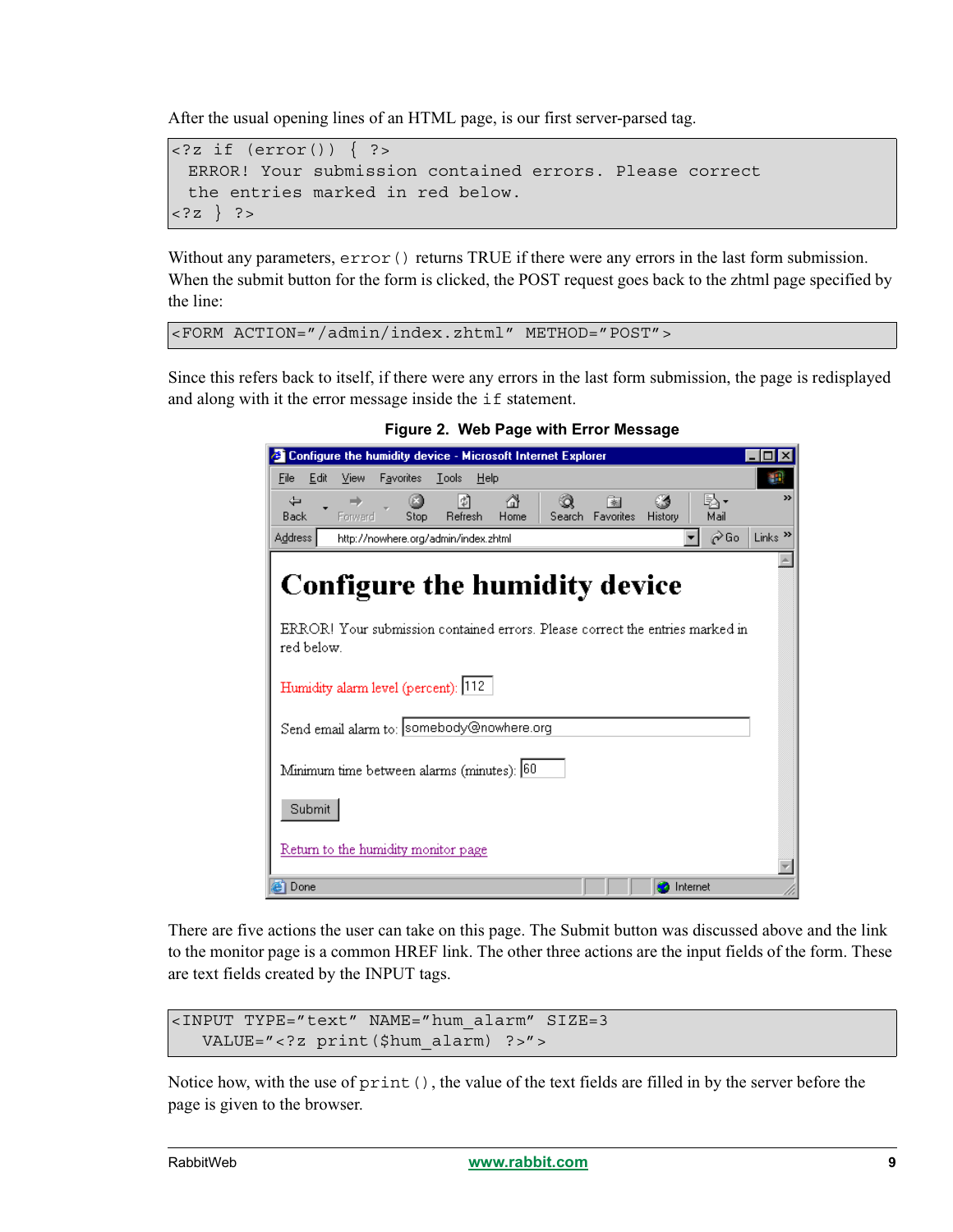After the usual opening lines of an HTML page, is our first server-parsed tag.

```
<?z if (error()) { ?>
  ERROR! Your submission contained errors. Please correct
  the entries marked in red below.
<?z } ?>
```

Without any parameters, `error()` returns TRUE if there were any errors in the last form submission. When the submit button for the form is clicked, the POST request goes back to the zhtml page specified by the line:

```
<FORM ACTION="/admin/index.zhtml" METHOD="POST">
```

Since this refers back to itself, if there were any errors in the last form submission, the page is redisplayed and along with it the error message inside the `if` statement.

**Figure 2. Web Page with Error Message**

There are five actions the user can take on this page. The Submit button was discussed above and the link to the monitor page is a common HREF link. The other three actions are the input fields of the form. These are text fields created by the INPUT tags.

```
<INPUT TYPE="text" NAME="hum_alarm" SIZE=3
     VALUE="<?z print($hum_alarm) ?>">
```

Notice how, with the use of `print()`, the value of the text fields are filled in by the server before the page is given to the browser.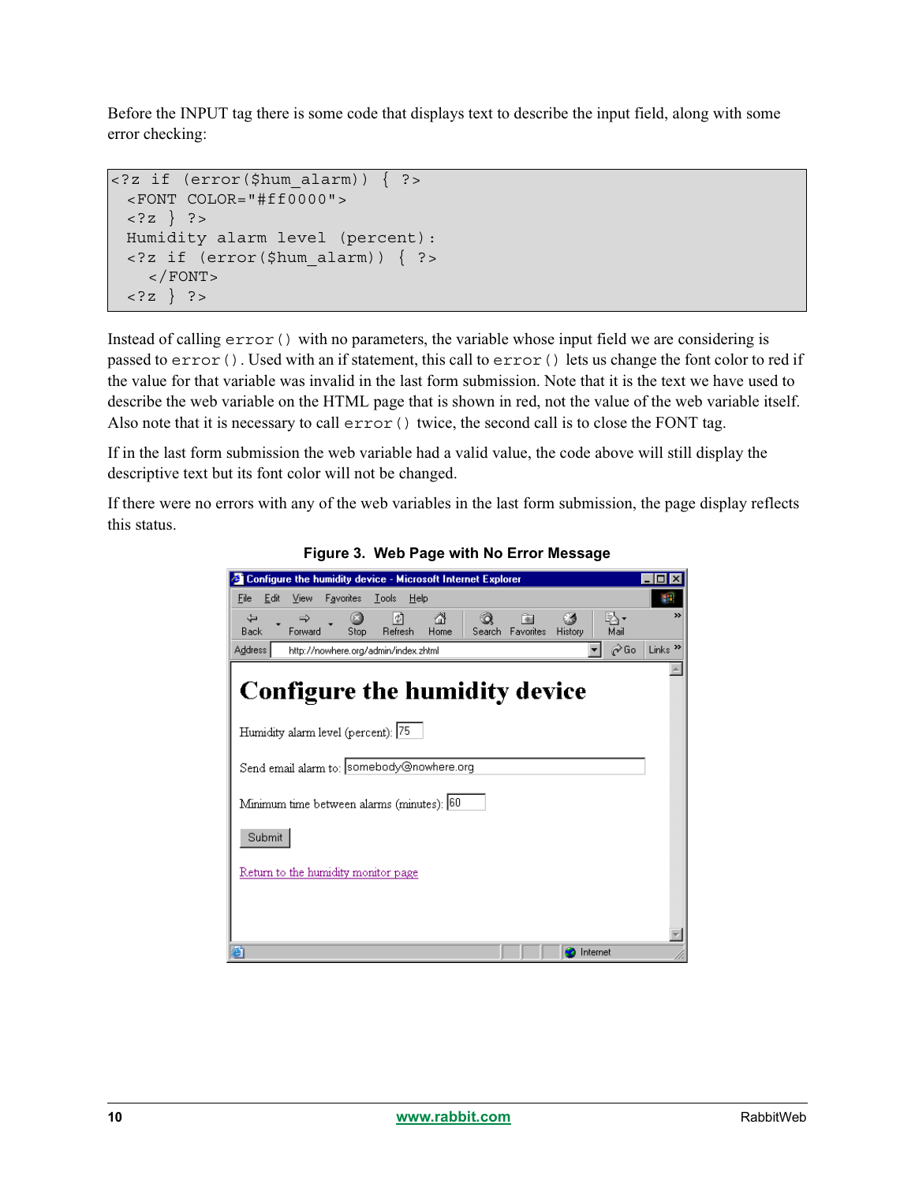Before the INPUT tag there is some code that displays text to describe the input field, along with some error checking:

```
<?z if (error($hum_alarm)) { ?>
  <FONT COLOR="#ff0000">
  <?z } ?>
  Humidity alarm level (percent):
  <?z if (error($hum_alarm)) { ?>
    </FONT>
  <?z } ?>
```

Instead of calling `error()` with no parameters, the variable whose input field we are considering is passed to `error()`. Used with an if statement, this call to `error()` lets us change the font color to red if the value for that variable was invalid in the last form submission. Note that it is the text we have used to describe the web variable on the HTML page that is shown in red, not the value of the web variable itself. Also note that it is necessary to call `error()` twice, the second call is to close the FONT tag.

If in the last form submission the web variable had a valid value, the code above will still display the descriptive text but its font color will not be changed.

If there were no errors with any of the web variables in the last form submission, the page display reflects this status.

**Figure 3. Web Page with No Error Message**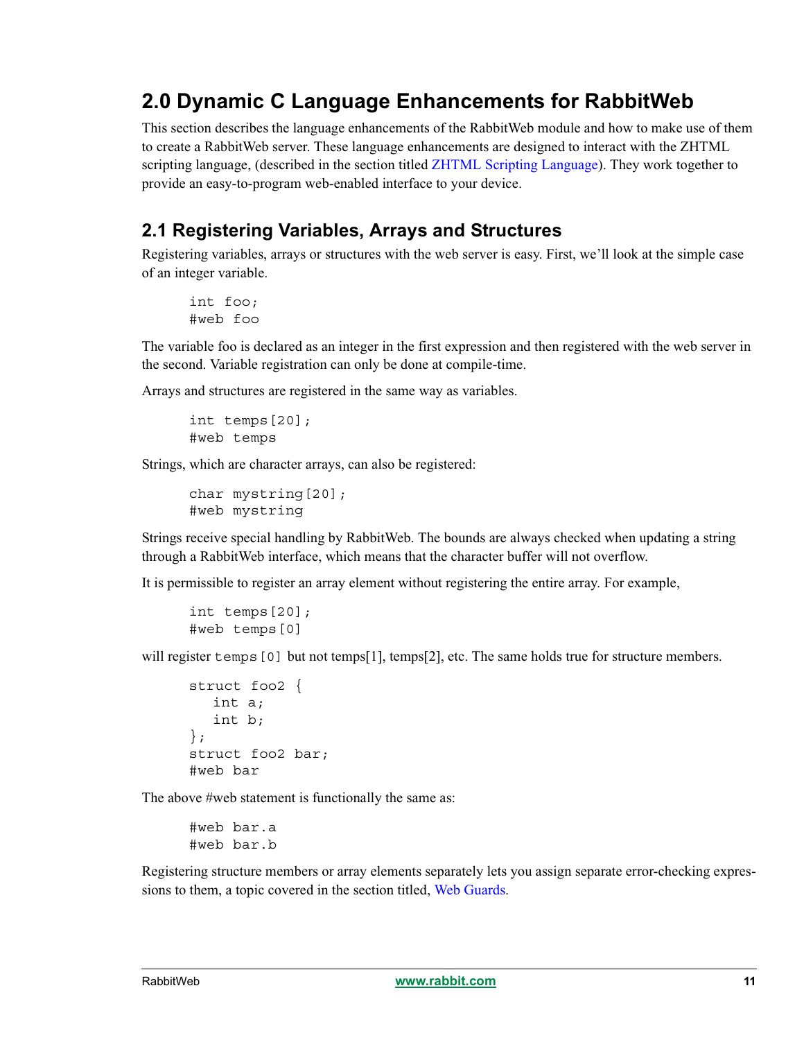# 2.0 Dynamic C Language Enhancements for RabbitWeb

This section describes the language enhancements of the RabbitWeb module and how to make use of them to create a RabbitWeb server. These language enhancements are designed to interact with the ZHTML scripting language, (described in the section titled ZHTML Scripting Language). They work together to provide an easy-to-program web-enabled interface to your device.

## 2.1 Registering Variables, Arrays and Structures

Registering variables, arrays or structures with the web server is easy. First, we'll look at the simple case of an integer variable.

```
int foo;
#web foo
```

The variable foo is declared as an integer in the first expression and then registered with the web server in the second. Variable registration can only be done at compile-time.

Arrays and structures are registered in the same way as variables.

```
int temps[20];
#web temps
```

Strings, which are character arrays, can also be registered:

```
char mystring[20];
#web mystring
```

Strings receive special handling by RabbitWeb. The bounds are always checked when updating a string through a RabbitWeb interface, which means that the character buffer will not overflow.

It is permissible to register an array element without registering the entire array. For example,

```
int temps[20];
#web temps[0]
```

will register `temps[0]` but not temps[1], temps[2], etc. The same holds true for structure members.

```
struct foo2 {
   int a;
   int b;
};
struct foo2 bar;
#web bar
```

The above #web statement is functionally the same as:

```
#web bar.a
#web bar.b
```

Registering structure members or array elements separately lets you assign separate error-checking expressions to them, a topic covered in the section titled, Web Guards.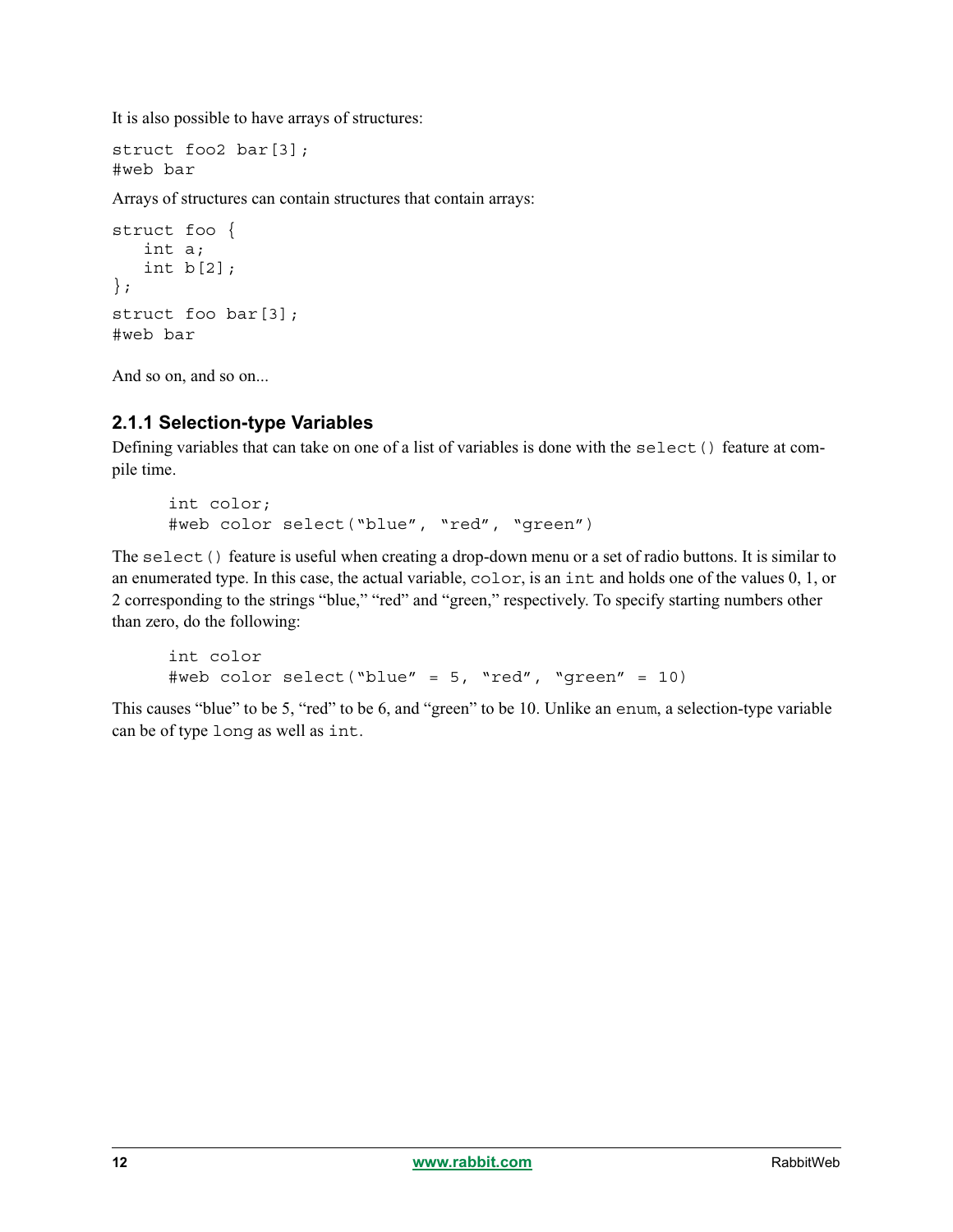It is also possible to have arrays of structures:

```
struct foo2 bar[3];
#web bar
```

Arrays of structures can contain structures that contain arrays:

```
struct foo {
   int a;
   int b[2];
};
struct foo bar[3];
#web bar
```

And so on, and so on...

### 2.1.1 Selection-type Variables

Defining variables that can take on one of a list of variables is done with the `select()` feature at compile time.

```
int color;
#web color select("blue", "red", "green")
```

The `select()` feature is useful when creating a drop-down menu or a set of radio buttons. It is similar to an enumerated type. In this case, the actual variable, `color`, is an `int` and holds one of the values 0, 1, or 2 corresponding to the strings "blue," "red" and "green," respectively. To specify starting numbers other than zero, do the following:

```
int color
#web color select("blue" = 5, "red", "green" = 10)
```

This causes "blue" to be 5, "red" to be 6, and "green" to be 10. Unlike an `enum`, a selection-type variable can be of type `long` as well as `int`.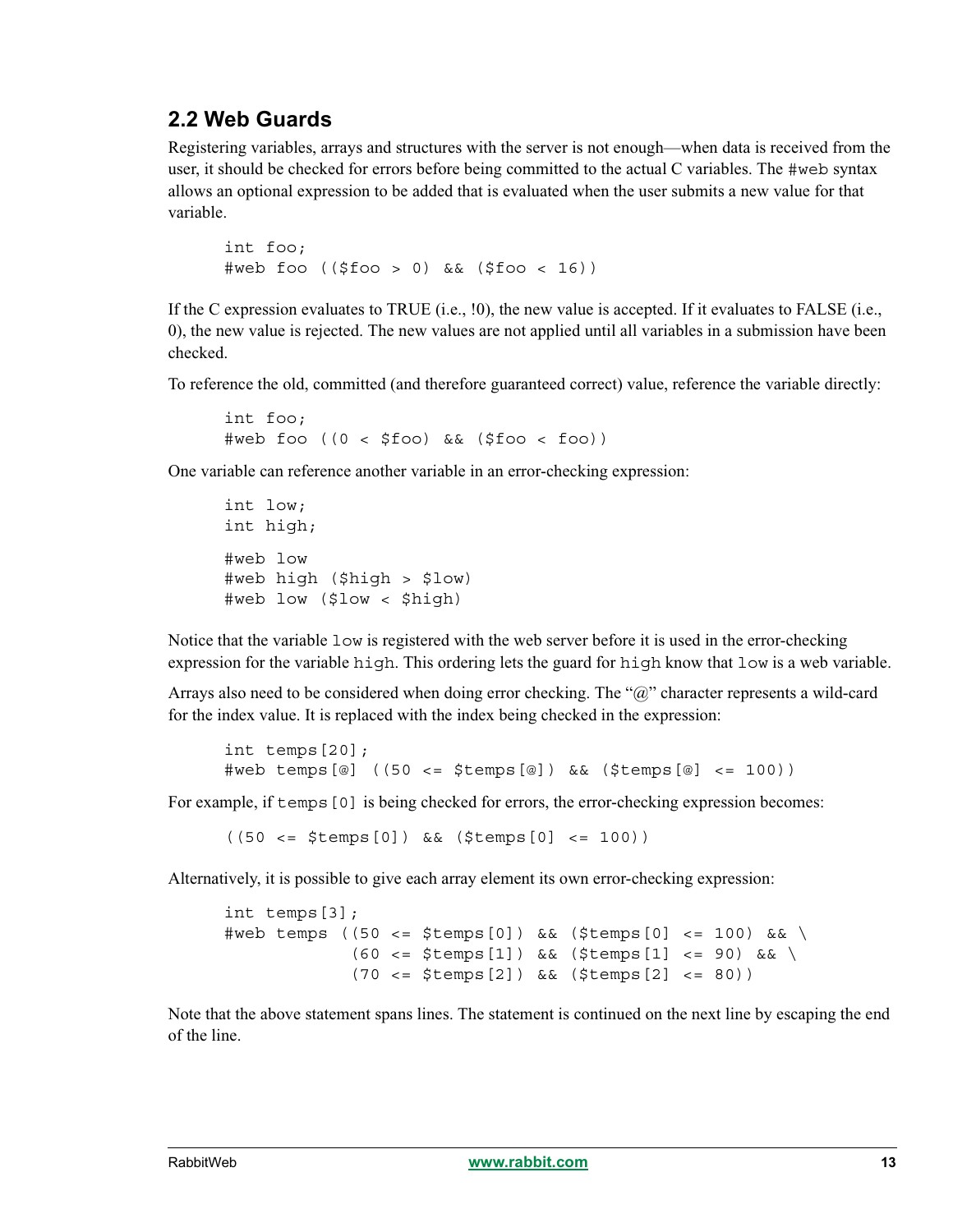## 2.2 Web Guards

Registering variables, arrays and structures with the server is not enough—when data is received from the user, it should be checked for errors before being committed to the actual C variables. The `#web` syntax allows an optional expression to be added that is evaluated when the user submits a new value for that variable.

```
int foo;
#web foo (($foo > 0) && ($foo < 16))
```

If the C expression evaluates to TRUE (i.e., !0), the new value is accepted. If it evaluates to FALSE (i.e., 0), the new value is rejected. The new values are not applied until all variables in a submission have been checked.

To reference the old, committed (and therefore guaranteed correct) value, reference the variable directly:

```
int foo;
#web foo ((0 < $foo) && ($foo < foo))
```

One variable can reference another variable in an error-checking expression:

```
int low;
int high;

#web low
#web high ($high > $low)
#web low ($low < $high)
```

Notice that the variable `low` is registered with the web server before it is used in the error-checking expression for the variable `high`. This ordering lets the guard for `high` know that `low` is a web variable.

Arrays also need to be considered when doing error checking. The "@" character represents a wild-card for the index value. It is replaced with the index being checked in the expression:

```
int temps[20];
#web temps[@] ((50 <= $temps[@]) && ($temps[@] <= 100))
```

For example, if `temps[0]` is being checked for errors, the error-checking expression becomes:

```
((50 <= $temps[0]) && ($temps[0] <= 100))
```

Alternatively, it is possible to give each array element its own error-checking expression:

```
int temps[3];
#web temps ((50 <= $temps[0]) && ($temps[0] <= 100) && \
            (60 <= $temps[1]) && ($temps[1] <= 90) && \
            (70 <= $temps[2]) && ($temps[2] <= 80))
```

Note that the above statement spans lines. The statement is continued on the next line by escaping the end of the line.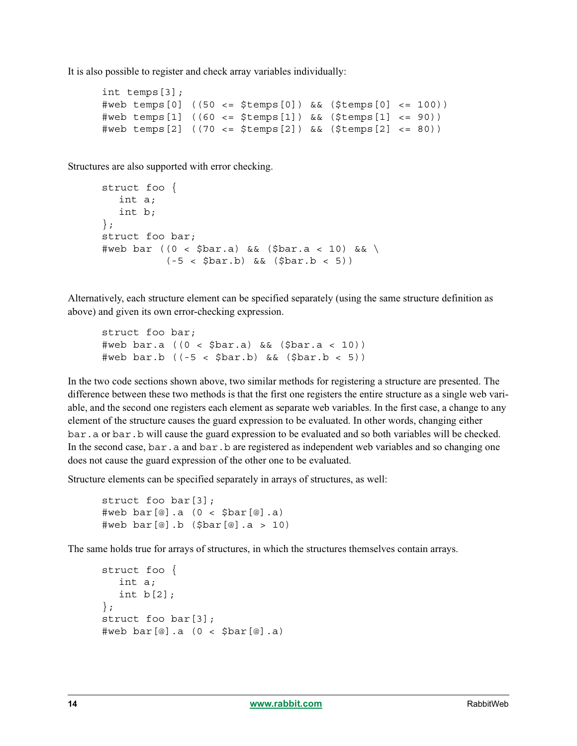It is also possible to register and check array variables individually:

```
int temps[3];
#web temps[0] ((50 <= $temps[0]) && ($temps[0] <= 100))
#web temps[1] ((60 <= $temps[1]) && ($temps[1] <= 90))
#web temps[2] ((70 <= $temps[2]) && ($temps[2] <= 80))
```

Structures are also supported with error checking.

```
struct foo {
   int a;
   int b;
};
struct foo bar;
#web bar ((0 < $bar.a) && ($bar.a < 10) && \
          (-5 < $bar.b) && ($bar.b < 5))
```

Alternatively, each structure element can be specified separately (using the same structure definition as above) and given its own error-checking expression.

```
struct foo bar;
#web bar.a ((0 < $bar.a) && ($bar.a < 10))
#web bar.b ((-5 < $bar.b) && ($bar.b < 5))
```

In the two code sections shown above, two similar methods for registering a structure are presented. The difference between these two methods is that the first one registers the entire structure as a single web variable, and the second one registers each element as separate web variables. In the first case, a change to any element of the structure causes the guard expression to be evaluated. In other words, changing either `bar.a` or `bar.b` will cause the guard expression to be evaluated and so both variables will be checked. In the second case, `bar.a` and `bar.b` are registered as independent web variables and so changing one does not cause the guard expression of the other one to be evaluated.

Structure elements can be specified separately in arrays of structures, as well:

```
struct foo bar[3];
#web bar[@].a (0 < $bar[@].a)
#web bar[@].b ($bar[@].a > 10)
```

The same holds true for arrays of structures, in which the structures themselves contain arrays.

```
struct foo {
   int a;
   int b[2];
};
struct foo bar[3];
#web bar[@].a (0 < $bar[@].a)
```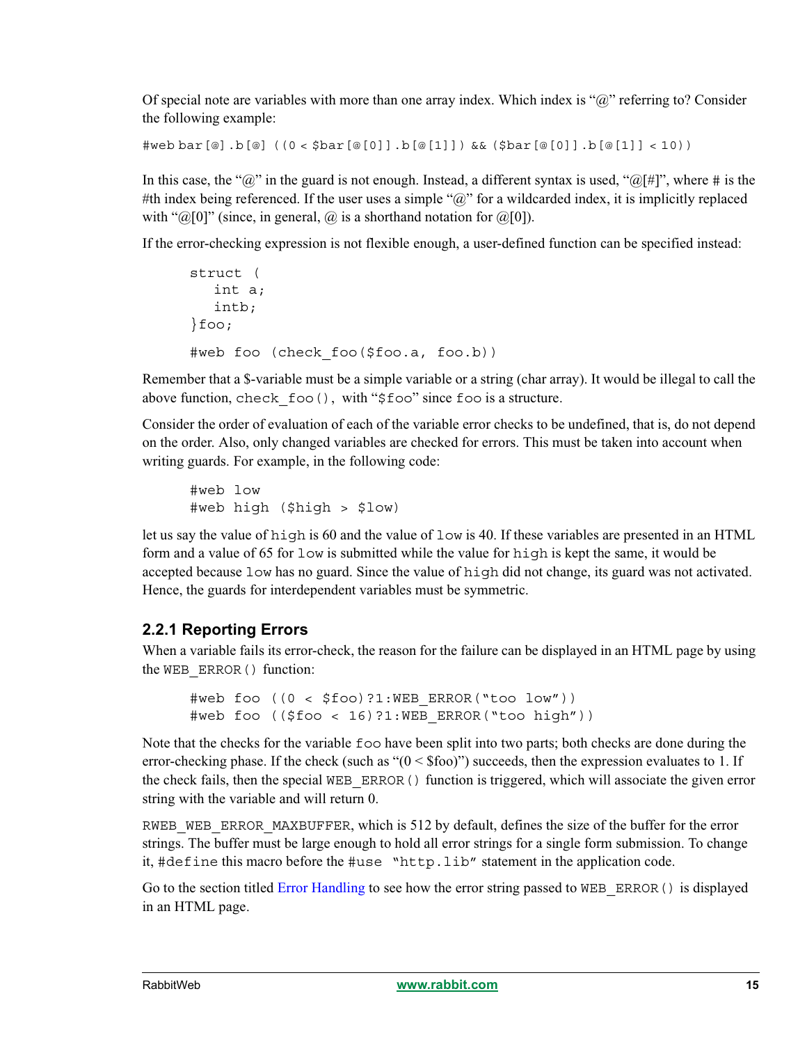Of special note are variables with more than one array index. Which index is "@" referring to? Consider the following example:

```
#web bar[@].b[@] ((0 < $bar[@[0]].b[@[1]]) && ($bar[@[0]].b[@[1]] < 10))
```

In this case, the "@" in the guard is not enough. Instead, a different syntax is used, "@[#]", where # is the #th index being referenced. If the user uses a simple "@" for a wildcarded index, it is implicitly replaced with "@[0]" (since, in general, @ is a shorthand notation for @[0]).

If the error-checking expression is not flexible enough, a user-defined function can be specified instead:

```
struct (
   int a;
   intb;
}foo;

#web foo (check_foo($foo.a, foo.b))
```

Remember that a $-variable must be a simple variable or a string (char array). It would be illegal to call the above function, `check_foo()`, with "`$foo`" since `foo` is a structure.

Consider the order of evaluation of each of the variable error checks to be undefined, that is, do not depend on the order. Also, only changed variables are checked for errors. This must be taken into account when writing guards. For example, in the following code:

```
#web low
#web high ($high > $low)
```

let us say the value of `high` is 60 and the value of `low` is 40. If these variables are presented in an HTML form and a value of 65 for `low` is submitted while the value for `high` is kept the same, it would be accepted because `low` has no guard. Since the value of `high` did not change, its guard was not activated. Hence, the guards for interdependent variables must be symmetric.

### 2.2.1 Reporting Errors

When a variable fails its error-check, the reason for the failure can be displayed in an HTML page by using the `WEB_ERROR()` function:

```
#web foo ((0 < $foo)?1:WEB_ERROR("too low"))
#web foo (($foo < 16)?1:WEB_ERROR("too high"))
```

Note that the checks for the variable `foo` have been split into two parts; both checks are done during the error-checking phase. If the check (such as "(0 < $foo)") succeeds, then the expression evaluates to 1. If the check fails, then the special `WEB_ERROR()` function is triggered, which will associate the given error string with the variable and will return 0.

`RWEB_WEB_ERROR_MAXBUFFER`, which is 512 by default, defines the size of the buffer for the error strings. The buffer must be large enough to hold all error strings for a single form submission. To change it, `#define` this macro before the `#use "http.lib"` statement in the application code.

Go to the section titled Error Handling to see how the error string passed to `WEB_ERROR()` is displayed in an HTML page.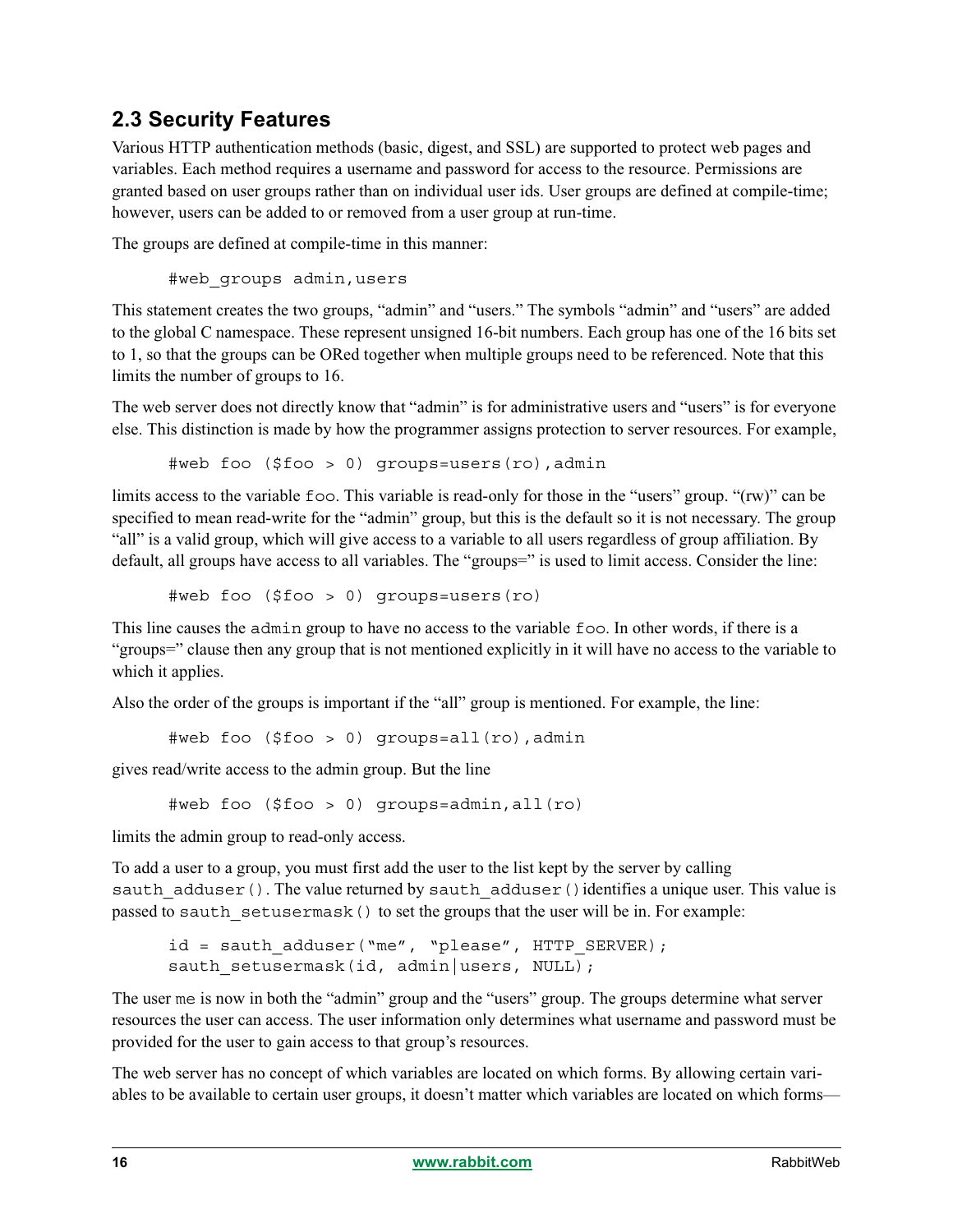## 2.3 Security Features

Various HTTP authentication methods (basic, digest, and SSL) are supported to protect web pages and variables. Each method requires a username and password for access to the resource. Permissions are granted based on user groups rather than on individual user ids. User groups are defined at compile-time; however, users can be added to or removed from a user group at run-time.

The groups are defined at compile-time in this manner:

```
#web_groups admin,users
```

This statement creates the two groups, "admin" and "users." The symbols "admin" and "users" are added to the global C namespace. These represent unsigned 16-bit numbers. Each group has one of the 16 bits set to 1, so that the groups can be ORed together when multiple groups need to be referenced. Note that this limits the number of groups to 16.

The web server does not directly know that "admin" is for administrative users and "users" is for everyone else. This distinction is made by how the programmer assigns protection to server resources. For example,

```
#web foo ($foo > 0) groups=users(ro),admin
```

limits access to the variable `foo`. This variable is read-only for those in the "users" group. "(rw)" can be specified to mean read-write for the "admin" group, but this is the default so it is not necessary. The group "all" is a valid group, which will give access to a variable to all users regardless of group affiliation. By default, all groups have access to all variables. The "groups=" is used to limit access. Consider the line:

```
#web foo ($foo > 0) groups=users(ro)
```

This line causes the `admin` group to have no access to the variable `foo`. In other words, if there is a "groups=" clause then any group that is not mentioned explicitly in it will have no access to the variable to which it applies.

Also the order of the groups is important if the "all" group is mentioned. For example, the line:

```
#web foo ($foo > 0) groups=all(ro),admin
```

gives read/write access to the admin group. But the line

```
#web foo ($foo > 0) groups=admin,all(ro)
```

limits the admin group to read-only access.

To add a user to a group, you must first add the user to the list kept by the server by calling `sauth_adduser()`. The value returned by `sauth_adduser()` identifies a unique user. This value is passed to `sauth_setusermask()` to set the groups that the user will be in. For example:

```
id = sauth_adduser("me", "please", HTTP_SERVER);
sauth_setusermask(id, admin|users, NULL);
```

The user `me` is now in both the "admin" group and the "users" group. The groups determine what server resources the user can access. The user information only determines what username and password must be provided for the user to gain access to that group's resources.

The web server has no concept of which variables are located on which forms. By allowing certain variables to be available to certain user groups, it doesn't matter which variables are located on which forms—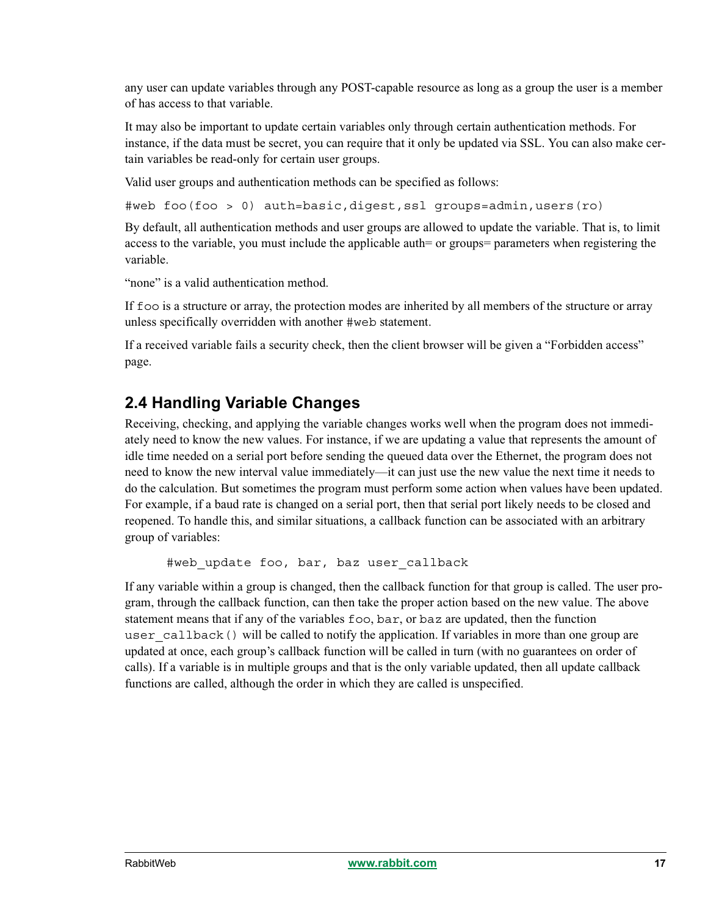any user can update variables through any POST-capable resource as long as a group the user is a member of has access to that variable.

It may also be important to update certain variables only through certain authentication methods. For instance, if the data must be secret, you can require that it only be updated via SSL. You can also make certain variables be read-only for certain user groups.

Valid user groups and authentication methods can be specified as follows:

```
#web foo(foo > 0) auth=basic,digest,ssl groups=admin,users(ro)
```

By default, all authentication methods and user groups are allowed to update the variable. That is, to limit access to the variable, you must include the applicable auth= or groups= parameters when registering the variable.

"none" is a valid authentication method.

If `foo` is a structure or array, the protection modes are inherited by all members of the structure or array unless specifically overridden with another `#web` statement.

If a received variable fails a security check, then the client browser will be given a "Forbidden access" page.

## 2.4 Handling Variable Changes

Receiving, checking, and applying the variable changes works well when the program does not immediately need to know the new values. For instance, if we are updating a value that represents the amount of idle time needed on a serial port before sending the queued data over the Ethernet, the program does not need to know the new interval value immediately—it can just use the new value the next time it needs to do the calculation. But sometimes the program must perform some action when values have been updated. For example, if a baud rate is changed on a serial port, then that serial port likely needs to be closed and reopened. To handle this, and similar situations, a callback function can be associated with an arbitrary group of variables:

```
#web_update foo, bar, baz user_callback
```

If any variable within a group is changed, then the callback function for that group is called. The user program, through the callback function, can then take the proper action based on the new value. The above statement means that if any of the variables `foo`, `bar`, or `baz` are updated, then the function `user_callback()` will be called to notify the application. If variables in more than one group are updated at once, each group's callback function will be called in turn (with no guarantees on order of calls). If a variable is in multiple groups and that is the only variable updated, then all update callback functions are called, although the order in which they are called is unspecified.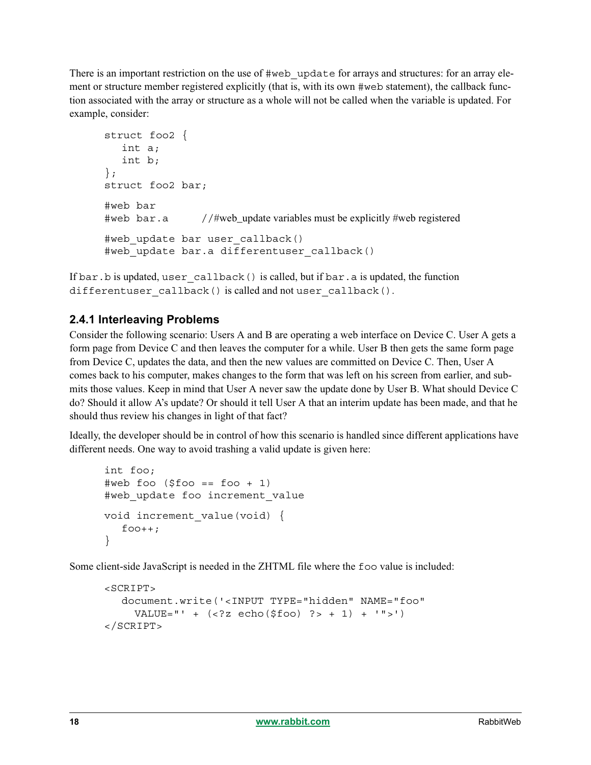There is an important restriction on the use of `#web_update` for arrays and structures: for an array element or structure member registered explicitly (that is, with its own `#web` statement), the callback function associated with the array or structure as a whole will not be called when the variable is updated. For example, consider:

```
struct foo2 {
   int a;
   int b;
};
struct foo2 bar;

#web bar
#web bar.a       //#web_update variables must be explicitly #web registered

#web_update bar user_callback()
#web_update bar.a differentuser_callback()
```

If `bar.b` is updated, `user_callback()` is called, but if `bar.a` is updated, the function `differentuser_callback()` is called and not `user_callback()`.

### 2.4.1 Interleaving Problems

Consider the following scenario: Users A and B are operating a web interface on Device C. User A gets a form page from Device C and then leaves the computer for a while. User B then gets the same form page from Device C, updates the data, and then the new values are committed on Device C. Then, User A comes back to his computer, makes changes to the form that was left on his screen from earlier, and submits those values. Keep in mind that User A never saw the update done by User B. What should Device C do? Should it allow A's update? Or should it tell User A that an interim update has been made, and that he should thus review his changes in light of that fact?

Ideally, the developer should be in control of how this scenario is handled since different applications have different needs. One way to avoid trashing a valid update is given here:

```
int foo;
#web foo ($foo == foo + 1)
#web_update foo increment_value

void increment_value(void) {
   foo++;
}
```

Some client-side JavaScript is needed in the ZHTML file where the `foo` value is included:

```
<SCRIPT>
   document.write('<INPUT TYPE="hidden" NAME="foo"
     VALUE="' + (<?z echo($foo) ?> + 1) + '">')
</SCRIPT>
```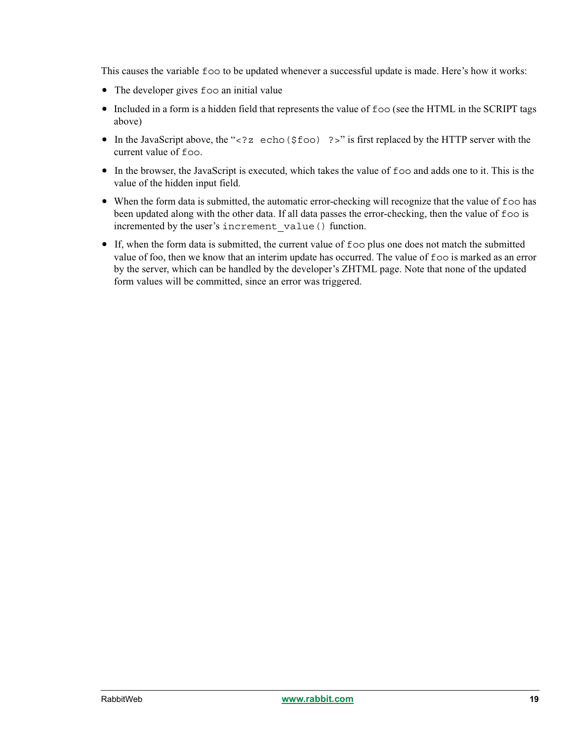This causes the variable `foo` to be updated whenever a successful update is made. Here's how it works:

- The developer gives `foo` an initial value
- Included in a form is a hidden field that represents the value of `foo` (see the HTML in the SCRIPT tags above)
- In the JavaScript above, the "`<?z echo($foo) ?>`" is first replaced by the HTTP server with the current value of `foo`.
- In the browser, the JavaScript is executed, which takes the value of `foo` and adds one to it. This is the value of the hidden input field.
- When the form data is submitted, the automatic error-checking will recognize that the value of `foo` has been updated along with the other data. If all data passes the error-checking, then the value of `foo` is incremented by the user's `increment_value()` function.
- If, when the form data is submitted, the current value of `foo` plus one does not match the submitted value of foo, then we know that an interim update has occurred. The value of `foo` is marked as an error by the server, which can be handled by the developer's ZHTML page. Note that none of the updated form values will be committed, since an error was triggered.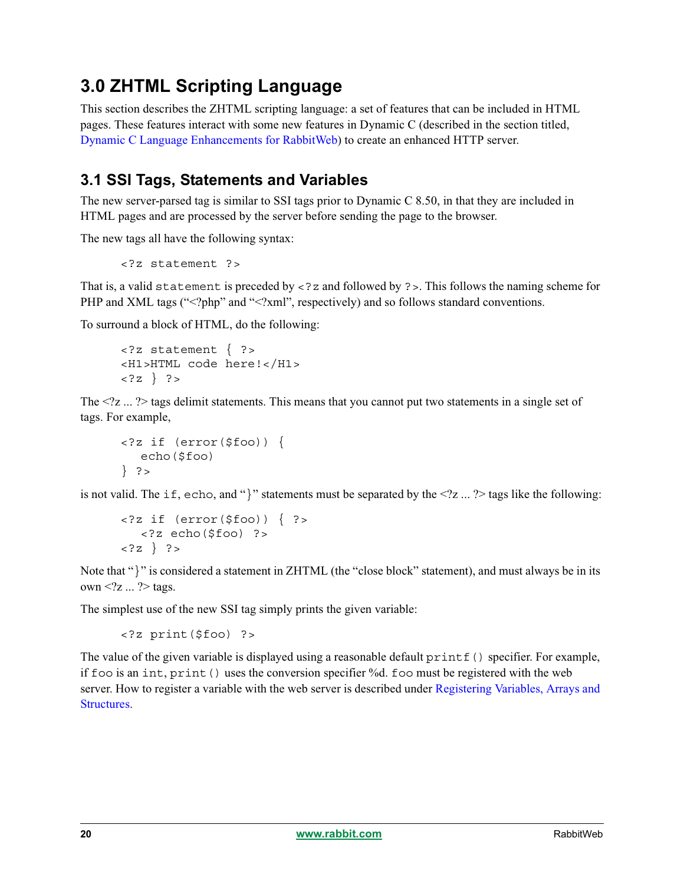# 3.0 ZHTML Scripting Language

This section describes the ZHTML scripting language: a set of features that can be included in HTML pages. These features interact with some new features in Dynamic C (described in the section titled, Dynamic C Language Enhancements for RabbitWeb) to create an enhanced HTTP server.

## 3.1 SSI Tags, Statements and Variables

The new server-parsed tag is similar to SSI tags prior to Dynamic C 8.50, in that they are included in HTML pages and are processed by the server before sending the page to the browser.

The new tags all have the following syntax:

```
<?z statement ?>
```

That is, a valid `statement` is preceded by `<?z` and followed by `?>`. This follows the naming scheme for PHP and XML tags ("<?php" and "<?xml", respectively) and so follows standard conventions.

To surround a block of HTML, do the following:

```
<?z statement { ?>
<H1>HTML code here!</H1>
<?z } ?>
```

The <?z ... ?> tags delimit statements. This means that you cannot put two statements in a single set of tags. For example,

```
<?z if (error($foo)) {
   echo($foo)
} ?>
```

is not valid. The `if`, `echo`, and "`}`" statements must be separated by the <?z ... ?> tags like the following:

```
<?z if (error($foo)) { ?>
   <?z echo($foo) ?>
<?z } ?>
```

Note that "`}`" is considered a statement in ZHTML (the "close block" statement), and must always be in its own <?z ... ?> tags.

The simplest use of the new SSI tag simply prints the given variable:

```
<?z print($foo) ?>
```

The value of the given variable is displayed using a reasonable default `printf()` specifier. For example, if `foo` is an `int`, `print()` uses the conversion specifier %d. `foo` must be registered with the web server. How to register a variable with the web server is described under Registering Variables, Arrays and Structures.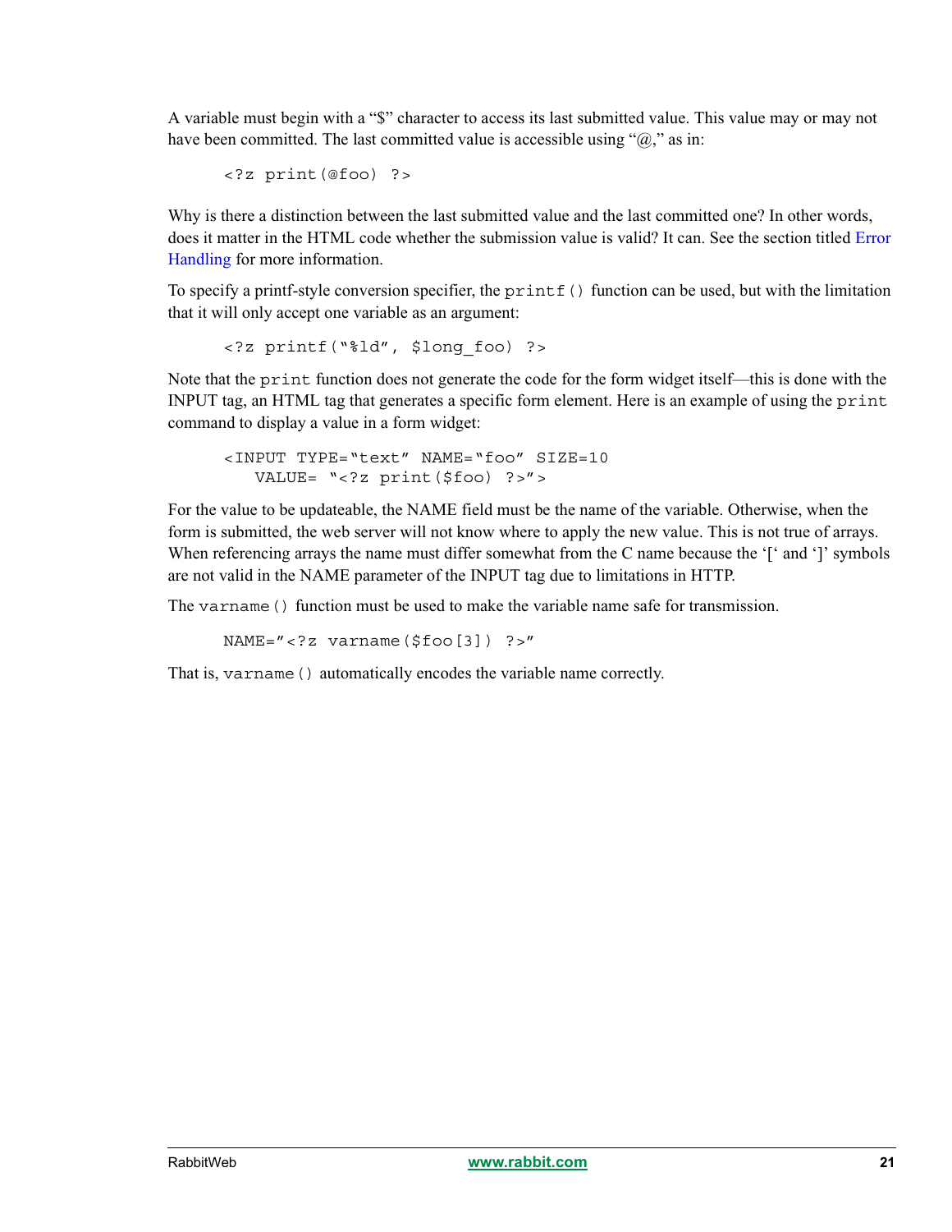A variable must begin with a “$” character to access its last submitted value. This value may or may not have been committed. The last committed value is accessible using “@,” as in:

```
<?z print(@foo) ?>
```

Why is there a distinction between the last submitted value and the last committed one? In other words, does it matter in the HTML code whether the submission value is valid? It can. See the section titled Error Handling for more information.

To specify a printf-style conversion specifier, the `printf()` function can be used, but with the limitation that it will only accept one variable as an argument:

```
<?z printf("%ld", $long_foo) ?>
```

Note that the `print` function does not generate the code for the form widget itself—this is done with the INPUT tag, an HTML tag that generates a specific form element. Here is an example of using the `print` command to display a value in a form widget:

```
<INPUT TYPE="text" NAME="foo" SIZE=10
   VALUE= "<?z print($foo) ?>">
```

For the value to be updateable, the NAME field must be the name of the variable. Otherwise, when the form is submitted, the web server will not know where to apply the new value. This is not true of arrays. When referencing arrays the name must differ somewhat from the C name because the ‘[‘ and ‘]’ symbols are not valid in the NAME parameter of the INPUT tag due to limitations in HTTP.

The `varname()` function must be used to make the variable name safe for transmission.

```
NAME="<?z varname($foo[3]) ?>"
```

That is, `varname()` automatically encodes the variable name correctly.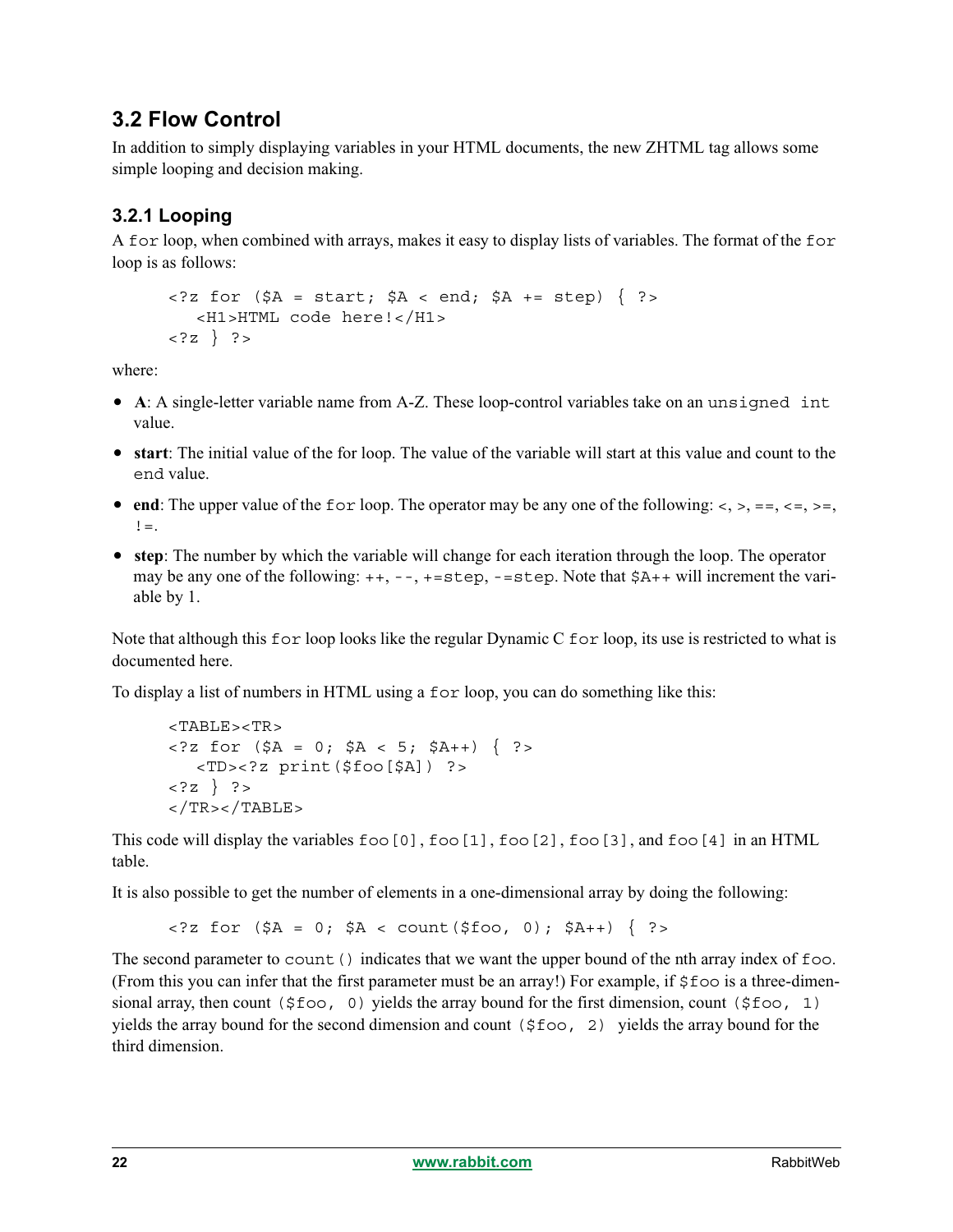## 3.2 Flow Control

In addition to simply displaying variables in your HTML documents, the new ZHTML tag allows some simple looping and decision making.

### 3.2.1 Looping

A `for` loop, when combined with arrays, makes it easy to display lists of variables. The format of the `for` loop is as follows:

```
<?z for ($A = start; $A < end; $A += step) { ?>
   <H1>HTML code here!</H1>
<?z } ?>
```

where:

- **A**: A single-letter variable name from A-Z. These loop-control variables take on an `unsigned int` value.
- **start**: The initial value of the for loop. The value of the variable will start at this value and count to the `end` value.
- **end**: The upper value of the `for` loop. The operator may be any one of the following: <, >, ==, <=, >=, `!=`.
- **step**: The number by which the variable will change for each iteration through the loop. The operator may be any one of the following: `++`, `--`, `+=step`, `-=step`. Note that `$A++` will increment the variable by 1.

Note that although this `for` loop looks like the regular Dynamic C `for` loop, its use is restricted to what is documented here.

To display a list of numbers in HTML using a `for` loop, you can do something like this:

```
<TABLE><TR>
<?z for ($A = 0; $A < 5; $A++) { ?>
   <TD><?z print($foo[$A]) ?>
<?z } ?>
</TR></TABLE>
```

This code will display the variables `foo[0]`, `foo[1]`, `foo[2]`, `foo[3]`, and `foo[4]` in an HTML table.

It is also possible to get the number of elements in a one-dimensional array by doing the following:

```
<?z for ($A = 0; $A < count($foo, 0); $A++) { ?>
```

The second parameter to `count()` indicates that we want the upper bound of the nth array index of `foo`. (From this you can infer that the first parameter must be an array!) For example, if `$foo` is a three-dimensional array, then count `($foo, 0)` yields the array bound for the first dimension, count `($foo, 1)` yields the array bound for the second dimension and count `($foo, 2)` yields the array bound for the third dimension.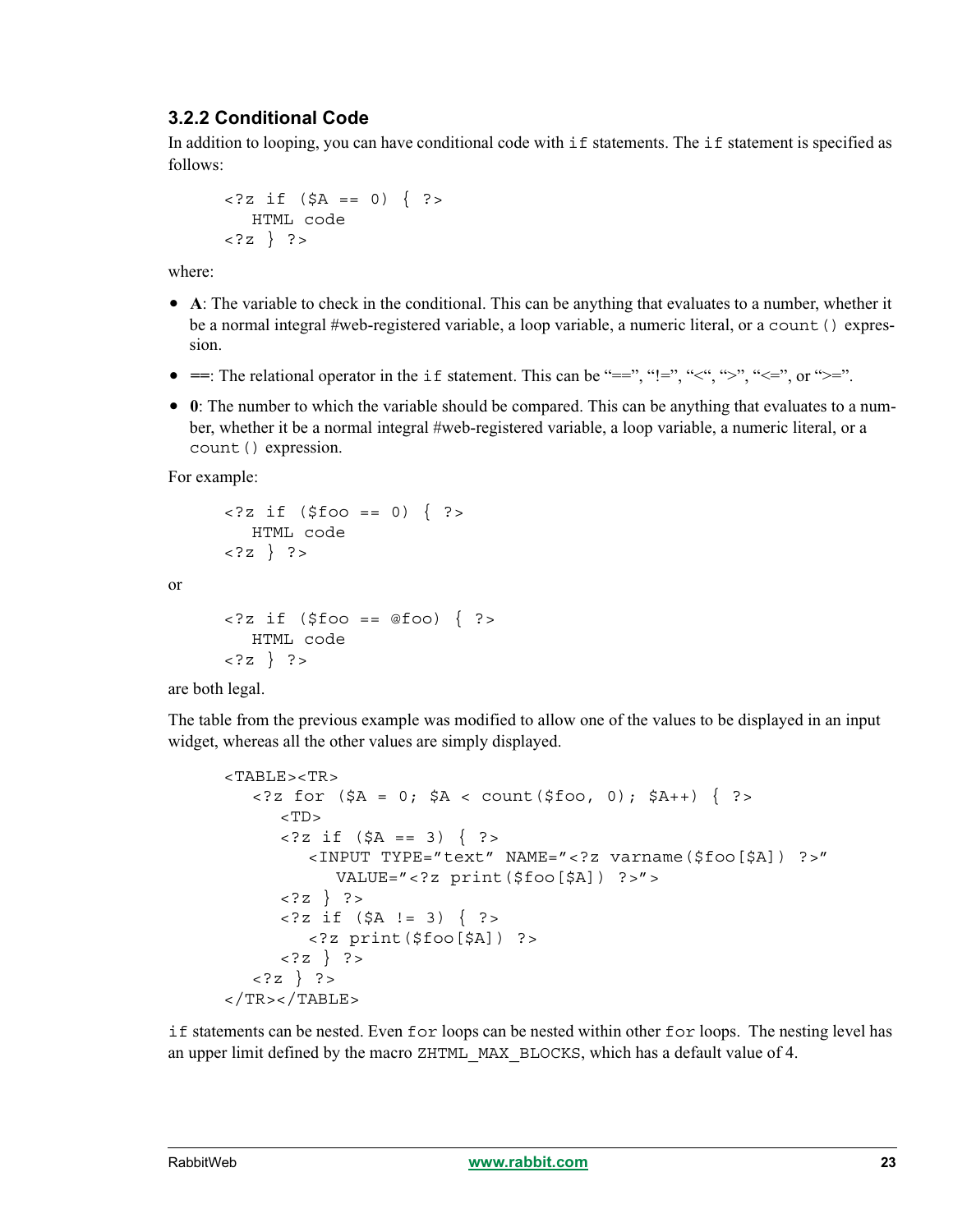### 3.2.2 Conditional Code

In addition to looping, you can have conditional code with `if` statements. The `if` statement is specified as follows:

```
<?z if ($A == 0) { ?>
   HTML code
<?z } ?>
```

where:

- **A**: The variable to check in the conditional. This can be anything that evaluates to a number, whether it be a normal integral #web-registered variable, a loop variable, a numeric literal, or a `count()` expression.
- **==**: The relational operator in the `if` statement. This can be "==", "!=", "<", ">", "<=", or ">=".
- **0**: The number to which the variable should be compared. This can be anything that evaluates to a number, whether it be a normal integral #web-registered variable, a loop variable, a numeric literal, or a `count()` expression.

For example:

```
<?z if ($foo == 0) { ?>
   HTML code
<?z } ?>
```

or

```
<?z if ($foo == @foo) { ?>
   HTML code
<?z } ?>
```

are both legal.

The table from the previous example was modified to allow one of the values to be displayed in an input widget, whereas all the other values are simply displayed.

```
<TABLE><TR>
   <?z for ($A = 0; $A < count($foo, 0); $A++) { ?>
      <TD>
      <?z if ($A == 3) { ?>
         <INPUT TYPE="text" NAME="<?z varname($foo[$A]) ?>"
            VALUE="<?z print($foo[$A]) ?>">
      <?z } ?>
      <?z if ($A != 3) { ?>
         <?z print($foo[$A]) ?>
      <?z } ?>
   <?z } ?>
</TR></TABLE>
```

`if` statements can be nested. Even `for` loops can be nested within other `for` loops. The nesting level has an upper limit defined by the macro `ZHTML_MAX_BLOCKS`, which has a default value of 4.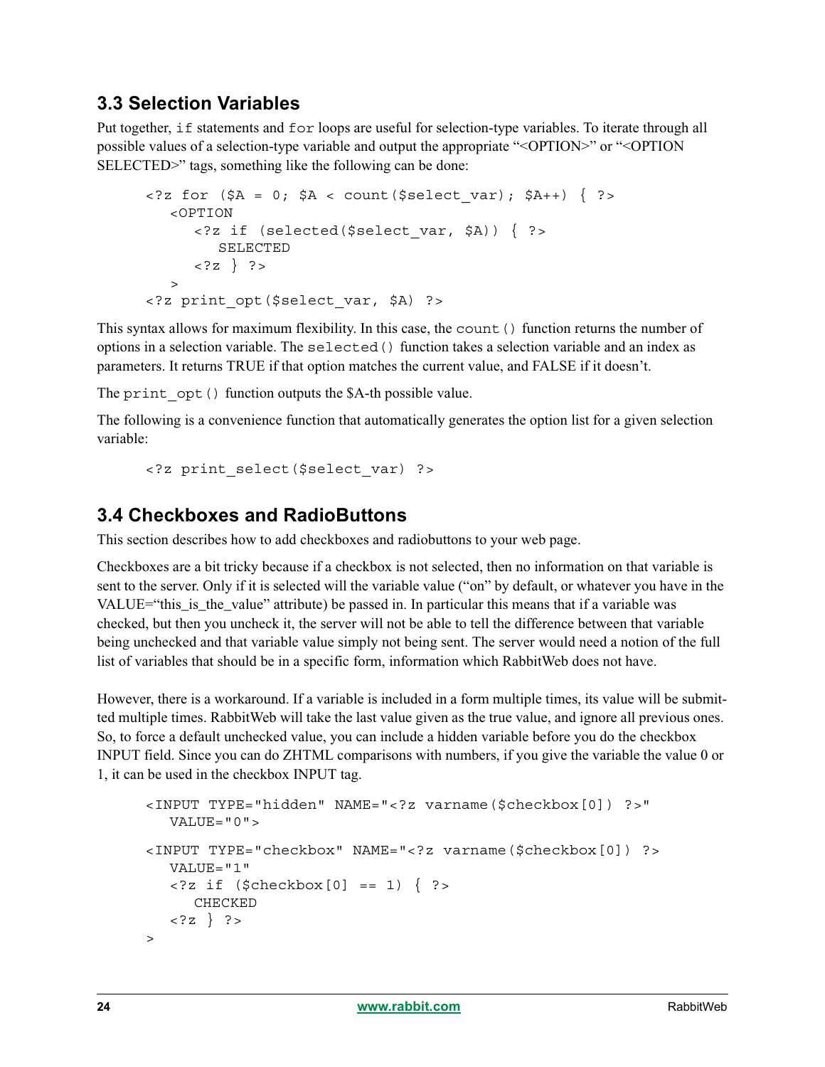## 3.3 Selection Variables

Put together, `if` statements and `for` loops are useful for selection-type variables. To iterate through all possible values of a selection-type variable and output the appropriate "<OPTION>" or "<OPTION SELECTED>" tags, something like the following can be done:

```
<?z for ($A = 0; $A < count($select_var); $A++) { ?>
   <OPTION
      <?z if (selected($select_var, $A)) { ?>
         SELECTED
      <?z } ?>
   >
<?z print_opt($select_var, $A) ?>
```

This syntax allows for maximum flexibility. In this case, the `count()` function returns the number of options in a selection variable. The `selected()` function takes a selection variable and an index as parameters. It returns TRUE if that option matches the current value, and FALSE if it doesn't.

The `print_opt()` function outputs the $A-th possible value.

The following is a convenience function that automatically generates the option list for a given selection variable:

```
<?z print_select($select_var) ?>
```

## 3.4 Checkboxes and RadioButtons

This section describes how to add checkboxes and radiobuttons to your web page.

Checkboxes are a bit tricky because if a checkbox is not selected, then no information on that variable is sent to the server. Only if it is selected will the variable value ("on" by default, or whatever you have in the VALUE="this_is_the_value" attribute) be passed in. In particular this means that if a variable was checked, but then you uncheck it, the server will not be able to tell the difference between that variable being unchecked and that variable value simply not being sent. The server would need a notion of the full list of variables that should be in a specific form, information which RabbitWeb does not have.

However, there is a workaround. If a variable is included in a form multiple times, its value will be submitted multiple times. RabbitWeb will take the last value given as the true value, and ignore all previous ones. So, to force a default unchecked value, you can include a hidden variable before you do the checkbox INPUT field. Since you can do ZHTML comparisons with numbers, if you give the variable the value 0 or 1, it can be used in the checkbox INPUT tag.

```
<INPUT TYPE="hidden" NAME="<?z varname($checkbox[0]) ?>"
   VALUE="0">

<INPUT TYPE="checkbox" NAME="<?z varname($checkbox[0]) ?>
   VALUE="1"
   <?z if ($checkbox[0] == 1) { ?>
      CHECKED
   <?z } ?>
>
```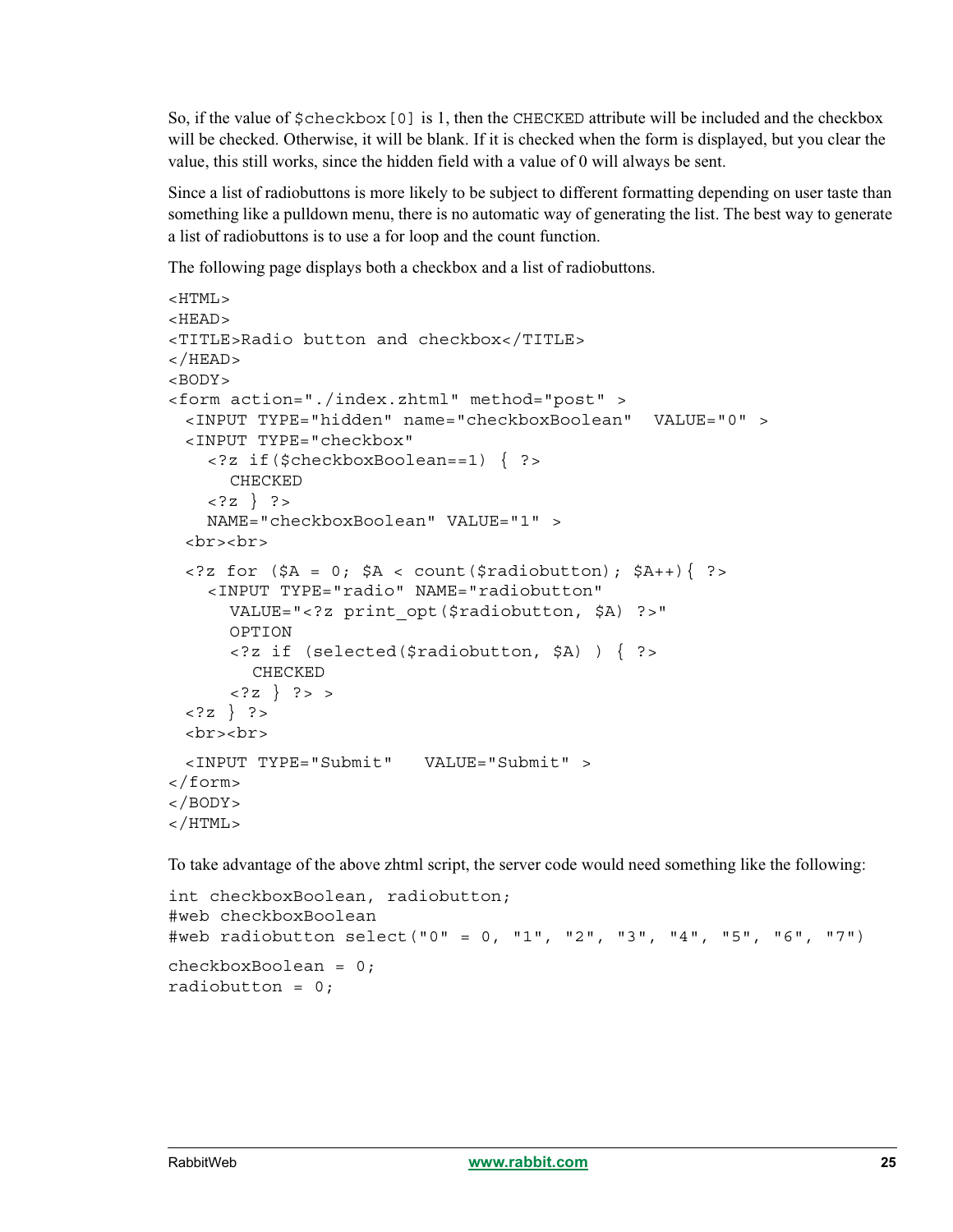So, if the value of `$checkbox[0]` is 1, then the `CHECKED` attribute will be included and the checkbox will be checked. Otherwise, it will be blank. If it is checked when the form is displayed, but you clear the value, this still works, since the hidden field with a value of 0 will always be sent.

Since a list of radiobuttons is more likely to be subject to different formatting depending on user taste than something like a pulldown menu, there is no automatic way of generating the list. The best way to generate a list of radiobuttons is to use a for loop and the count function.

The following page displays both a checkbox and a list of radiobuttons.

```
<HTML>
<HEAD>
<TITLE>Radio button and checkbox</TITLE>
</HEAD>
<BODY>
<form action="./index.zhtml" method="post" >
  <INPUT TYPE="hidden" name="checkboxBoolean"  VALUE="0" >
  <INPUT TYPE="checkbox"
    <?z if($checkboxBoolean==1) { ?>
      CHECKED
    <?z } ?>
    NAME="checkboxBoolean" VALUE="1" >
  <br><br>
  <?z for ($A = 0; $A < count($radiobutton); $A++){ ?>
    <INPUT TYPE="radio" NAME="radiobutton"
      VALUE="<?z print_opt($radiobutton, $A) ?>"
      OPTION
      <?z if (selected($radiobutton, $A) ) { ?>
        CHECKED
      <?z } ?> >
  <?z } ?>
  <br><br>
  <INPUT TYPE="Submit"   VALUE="Submit" >
</form>
</BODY>
</HTML>
```

To take advantage of the above zhtml script, the server code would need something like the following:

```
int checkboxBoolean, radiobutton;
#web checkboxBoolean
#web radiobutton select("0" = 0, "1", "2", "3", "4", "5", "6", "7")
checkboxBoolean = 0;
radiobutton = 0;
```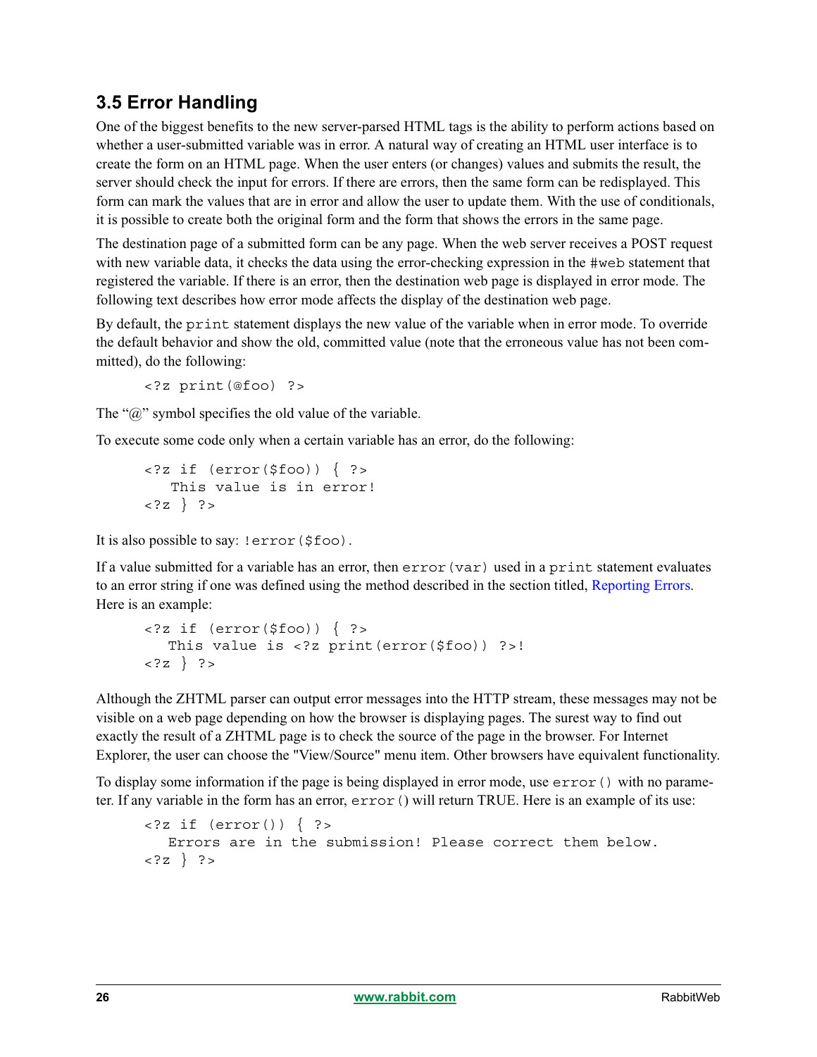## 3.5 Error Handling

One of the biggest benefits to the new server-parsed HTML tags is the ability to perform actions based on whether a user-submitted variable was in error. A natural way of creating an HTML user interface is to create the form on an HTML page. When the user enters (or changes) values and submits the result, the server should check the input for errors. If there are errors, then the same form can be redisplayed. This form can mark the values that are in error and allow the user to update them. With the use of conditionals, it is possible to create both the original form and the form that shows the errors in the same page.

The destination page of a submitted form can be any page. When the web server receives a POST request with new variable data, it checks the data using the error-checking expression in the `#web` statement that registered the variable. If there is an error, then the destination web page is displayed in error mode. The following text describes how error mode affects the display of the destination web page.

By default, the `print` statement displays the new value of the variable when in error mode. To override the default behavior and show the old, committed value (note that the erroneous value has not been committed), do the following:

```
<?z print(@foo) ?>
```

The "@" symbol specifies the old value of the variable.

To execute some code only when a certain variable has an error, do the following:

```
<?z if (error($foo)) { ?>
   This value is in error!
<?z } ?>
```

It is also possible to say: `!error($foo)`.

If a value submitted for a variable has an error, then `error(var)` used in a `print` statement evaluates to an error string if one was defined using the method described in the section titled, Reporting Errors. Here is an example:

```
<?z if (error($foo)) { ?>
   This value is <?z print(error($foo)) ?>!
<?z } ?>
```

Although the ZHTML parser can output error messages into the HTTP stream, these messages may not be visible on a web page depending on how the browser is displaying pages. The surest way to find out exactly the result of a ZHTML page is to check the source of the page in the browser. For Internet Explorer, the user can choose the "View/Source" menu item. Other browsers have equivalent functionality.

To display some information if the page is being displayed in error mode, use `error()` with no parameter. If any variable in the form has an error, `error()` will return TRUE. Here is an example of its use:

```
<?z if (error()) { ?>
   Errors are in the submission! Please correct them below.
<?z } ?>
```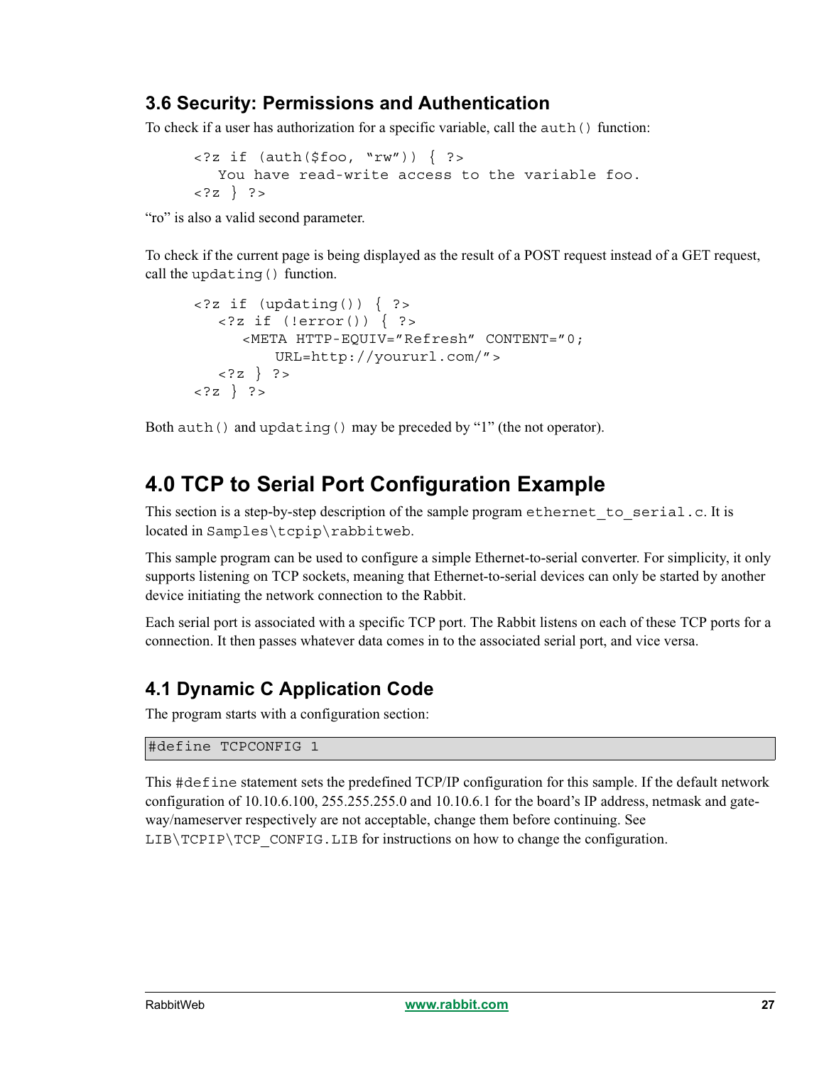## 3.6 Security: Permissions and Authentication

To check if a user has authorization for a specific variable, call the `auth()` function:

```
<?z if (auth($foo, “rw”)) { ?>
   You have read-write access to the variable foo.
<?z } ?>
```

“ro” is also a valid second parameter.

To check if the current page is being displayed as the result of a POST request instead of a GET request, call the `updating()` function.

```
<?z if (updating()) { ?>
   <?z if (!error()) { ?>
      <META HTTP-EQUIV=”Refresh” CONTENT=”0;
         URL=http://yoururl.com/”>
   <?z } ?>
<?z } ?>
```

Both `auth()` and `updating()` may be preceded by “1” (the not operator).

# 4.0 TCP to Serial Port Configuration Example

This section is a step-by-step description of the sample program `ethernet_to_serial.c`. It is located in `Samples\tcpip\rabbitweb`.

This sample program can be used to configure a simple Ethernet-to-serial converter. For simplicity, it only supports listening on TCP sockets, meaning that Ethernet-to-serial devices can only be started by another device initiating the network connection to the Rabbit.

Each serial port is associated with a specific TCP port. The Rabbit listens on each of these TCP ports for a connection. It then passes whatever data comes in to the associated serial port, and vice versa.

## 4.1 Dynamic C Application Code

The program starts with a configuration section:

```
#define TCPCONFIG 1
```

This `#define` statement sets the predefined TCP/IP configuration for this sample. If the default network configuration of 10.10.6.100, 255.255.255.0 and 10.10.6.1 for the board’s IP address, netmask and gateway/nameserver respectively are not acceptable, change them before continuing. See `LIB\TCPIP\TCP_CONFIG.LIB` for instructions on how to change the configuration.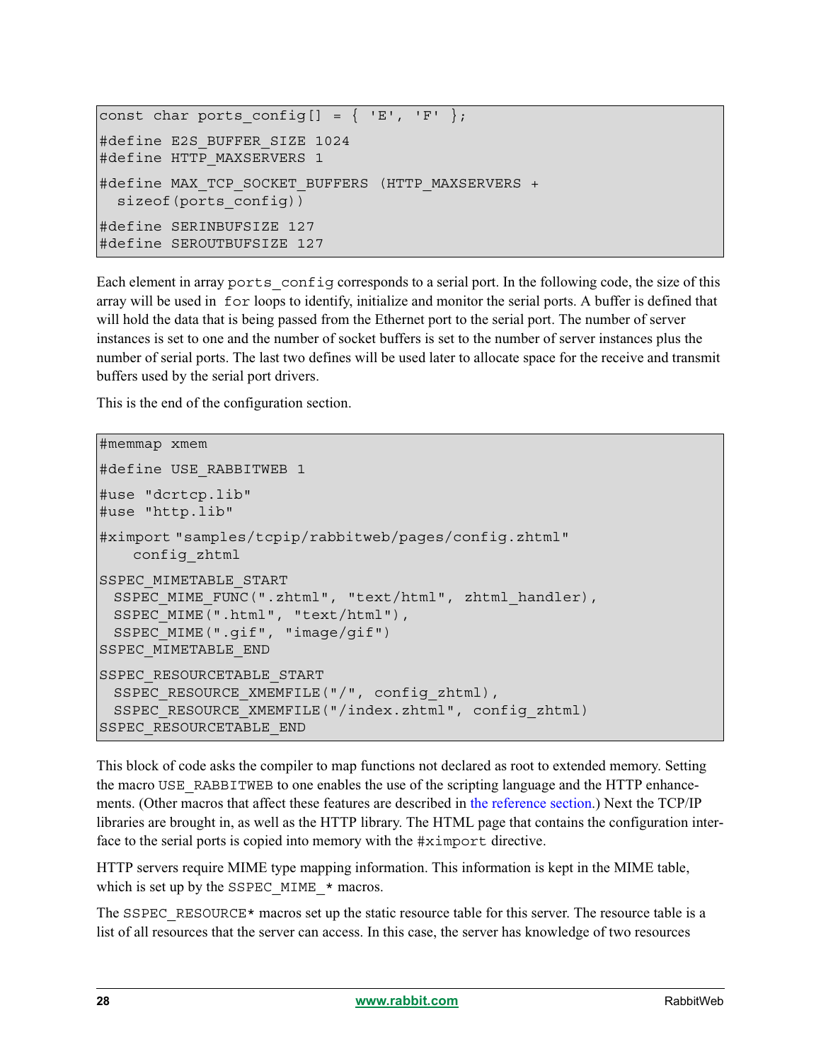```
const char ports_config[] = { 'E', 'F' };
#define E2S_BUFFER_SIZE 1024
#define HTTP_MAXSERVERS 1
#define MAX_TCP_SOCKET_BUFFERS (HTTP_MAXSERVERS +
  sizeof(ports_config))
#define SERINBUFSIZE 127
#define SEROUTBUFSIZE 127
```

Each element in array `ports_config` corresponds to a serial port. In the following code, the size of this array will be used in `for` loops to identify, initialize and monitor the serial ports. A buffer is defined that will hold the data that is being passed from the Ethernet port to the serial port. The number of server instances is set to one and the number of socket buffers is set to the number of server instances plus the number of serial ports. The last two defines will be used later to allocate space for the receive and transmit buffers used by the serial port drivers.

This is the end of the configuration section.

```
#memmap xmem
#define USE_RABBITWEB 1
#use "dcrtcp.lib"
#use "http.lib"
#ximport "samples/tcpip/rabbitweb/pages/config.zhtml"
    config_zhtml
SSPEC_MIMETABLE_START
  SSPEC_MIME_FUNC(".zhtml", "text/html", zhtml_handler),
  SSPEC_MIME(".html", "text/html"),
  SSPEC_MIME(".gif", "image/gif")
SSPEC_MIMETABLE_END
SSPEC_RESOURCETABLE_START
  SSPEC_RESOURCE_XMEMFILE("/", config_zhtml),
  SSPEC_RESOURCE_XMEMFILE("/index.zhtml", config_zhtml)
SSPEC_RESOURCETABLE_END
```

This block of code asks the compiler to map functions not declared as root to extended memory. Setting the macro `USE_RABBITWEB` to one enables the use of the scripting language and the HTTP enhancements. (Other macros that affect these features are described in the reference section.) Next the TCP/IP libraries are brought in, as well as the HTTP library. The HTML page that contains the configuration interface to the serial ports is copied into memory with the `#ximport` directive.

HTTP servers require MIME type mapping information. This information is kept in the MIME table, which is set up by the `SSPEC_MIME_*` macros.

The `SSPEC_RESOURCE*` macros set up the static resource table for this server. The resource table is a list of all resources that the server can access. In this case, the server has knowledge of two resources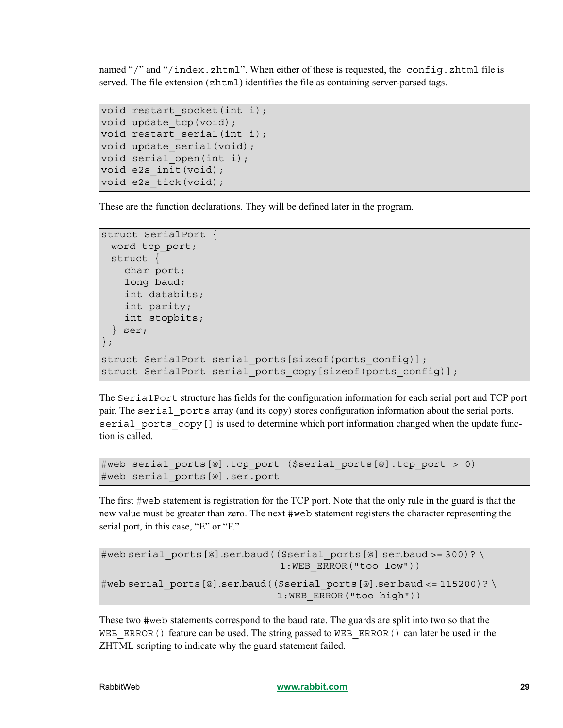named "/" and "/index.zhtml". When either of these is requested, the `config.zhtml` file is served. The file extension (`zhtml`) identifies the file as containing server-parsed tags.

```
void restart_socket(int i);
void update_tcp(void);
void restart_serial(int i);
void update_serial(void);
void serial_open(int i);
void e2s_init(void);
void e2s_tick(void);
```

These are the function declarations. They will be defined later in the program.

```
struct SerialPort {
  word tcp_port;
  struct {
    char port;
    long baud;
    int databits;
    int parity;
    int stopbits;
  } ser;
};

struct SerialPort serial_ports[sizeof(ports_config)];
struct SerialPort serial_ports_copy[sizeof(ports_config)];
```

The `SerialPort` structure has fields for the configuration information for each serial port and TCP port pair. The `serial_ports` array (and its copy) stores configuration information about the serial ports. `serial_ports_copy[]` is used to determine which port information changed when the update function is called.

```
#web serial_ports[@].tcp_port ($serial_ports[@].tcp_port > 0)
#web serial_ports[@].ser.port
```

The first `#web` statement is registration for the TCP port. Note that the only rule in the guard is that the new value must be greater than zero. The next `#web` statement registers the character representing the serial port, in this case, "E" or "F."

```
#web serial_ports[@].ser.baud(($serial_ports[@].ser.baud >= 300)? \
                             1:WEB_ERROR("too low"))

#web serial_ports[@].ser.baud(($serial_ports[@].ser.baud <= 115200)? \
                             1:WEB_ERROR("too high"))
```

These two `#web` statements correspond to the baud rate. The guards are split into two so that the `WEB_ERROR()` feature can be used. The string passed to `WEB_ERROR()` can later be used in the ZHTML scripting to indicate why the guard statement failed.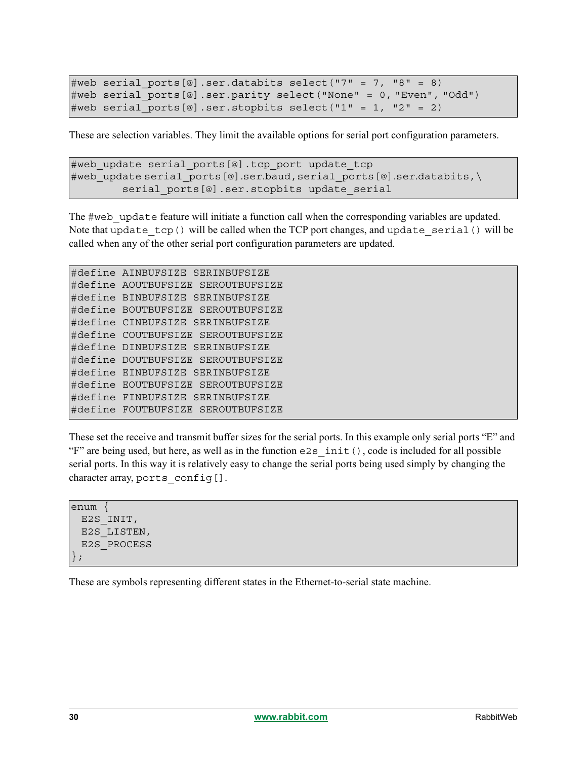```
#web serial_ports[@].ser.databits select("7" = 7, "8" = 8)
#web serial_ports[@].ser.parity select("None" = 0, "Even", "Odd")
#web serial_ports[@].ser.stopbits select("1" = 1, "2" = 2)
```

These are selection variables. They limit the available options for serial port configuration parameters.

```
#web_update serial_ports[@].tcp_port update_tcp
#web_update serial_ports[@].ser.baud,serial_ports[@].ser.databits,\
        serial_ports[@].ser.stopbits update_serial
```

The `#web_update` feature will initiate a function call when the corresponding variables are updated. Note that `update_tcp()` will be called when the TCP port changes, and `update_serial()` will be called when any of the other serial port configuration parameters are updated.

```
#define AINBUFSIZE SERINBUFSIZE
#define AOUTBUFSIZE SEROUTBUFSIZE
#define BINBUFSIZE SERINBUFSIZE
#define BOUTBUFSIZE SEROUTBUFSIZE
#define CINBUFSIZE SERINBUFSIZE
#define COUTBUFSIZE SEROUTBUFSIZE
#define DINBUFSIZE SERINBUFSIZE
#define DOUTBUFSIZE SEROUTBUFSIZE
#define EINBUFSIZE SERINBUFSIZE
#define EOUTBUFSIZE SEROUTBUFSIZE
#define FINBUFSIZE SERINBUFSIZE
#define FOUTBUFSIZE SEROUTBUFSIZE
```

These set the receive and transmit buffer sizes for the serial ports. In this example only serial ports “E” and “F” are being used, but here, as well as in the function `e2s_init()`, code is included for all possible serial ports. In this way it is relatively easy to change the serial ports being used simply by changing the character array, `ports_config[]`.

```
enum {
  E2S_INIT,
  E2S_LISTEN,
  E2S_PROCESS
};
```

These are symbols representing different states in the Ethernet-to-serial state machine.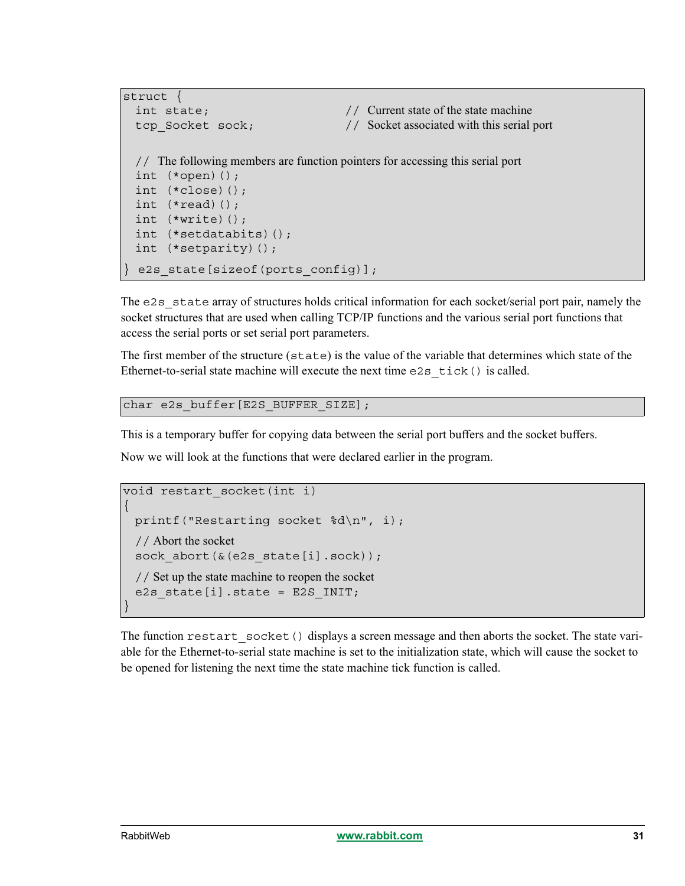```
struct {
  int state;                    // Current state of the state machine
  tcp_Socket sock;              // Socket associated with this serial port

  // The following members are function pointers for accessing this serial port
  int (*open)();
  int (*close)();
  int (*read)();
  int (*write)();
  int (*setdatabits)();
  int (*setparity)();
} e2s_state[sizeof(ports_config)];
```

The `e2s_state` array of structures holds critical information for each socket/serial port pair, namely the socket structures that are used when calling TCP/IP functions and the various serial port functions that access the serial ports or set serial port parameters.

The first member of the structure (`state`) is the value of the variable that determines which state of the Ethernet-to-serial state machine will execute the next time `e2s_tick()` is called.

```
char e2s_buffer[E2S_BUFFER_SIZE];
```

This is a temporary buffer for copying data between the serial port buffers and the socket buffers.

Now we will look at the functions that were declared earlier in the program.

```
void restart_socket(int i)
{
  printf("Restarting socket %d\n", i);
  // Abort the socket
  sock_abort(&(e2s_state[i].sock));
  // Set up the state machine to reopen the socket
  e2s_state[i].state = E2S_INIT;
}
```

The function `restart_socket()` displays a screen message and then aborts the socket. The state variable for the Ethernet-to-serial state machine is set to the initialization state, which will cause the socket to be opened for listening the next time the state machine tick function is called.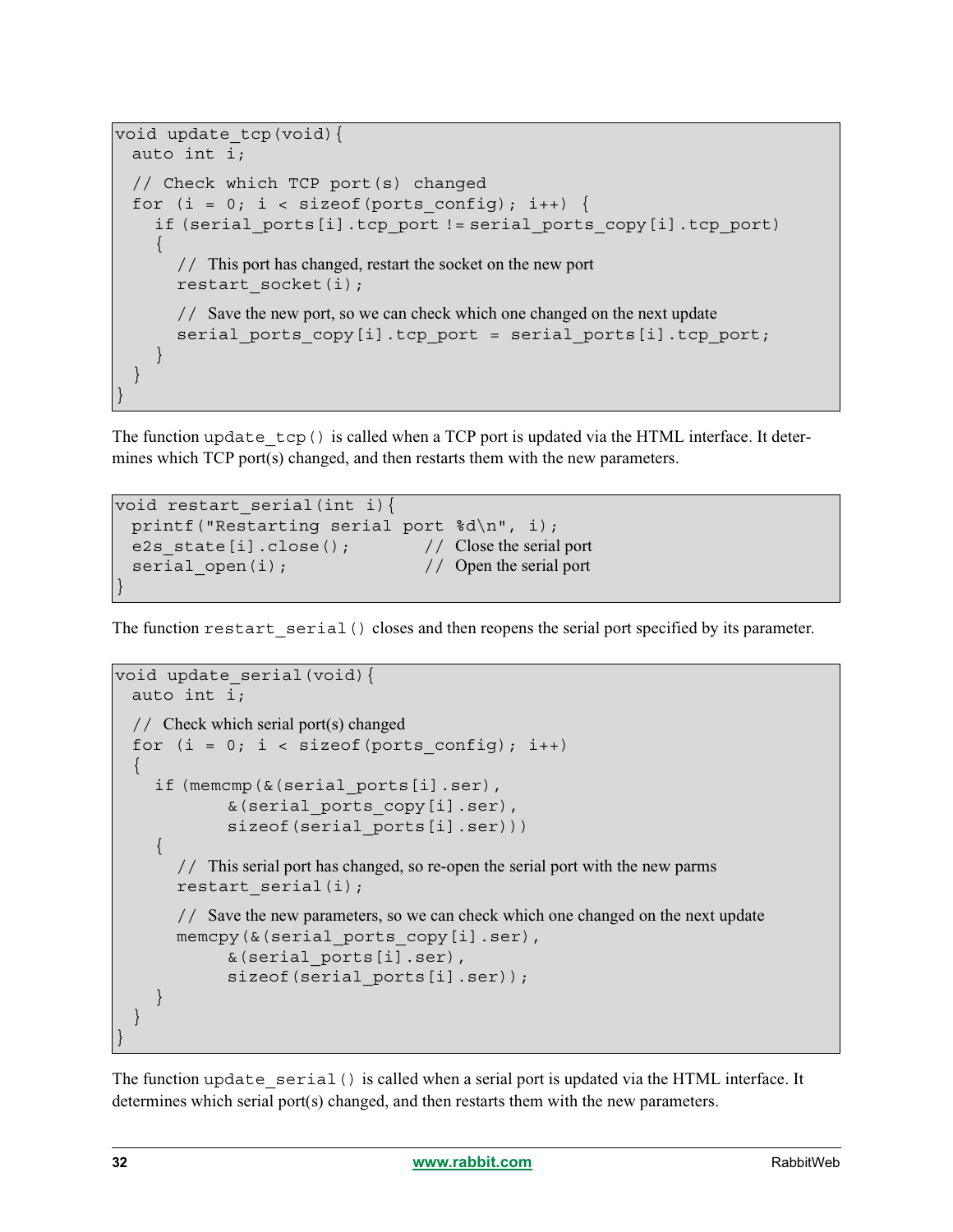```
void update_tcp(void){
  auto int i;

  // Check which TCP port(s) changed
  for (i = 0; i < sizeof(ports_config); i++) {
    if (serial_ports[i].tcp_port != serial_ports_copy[i].tcp_port)
    {
      // This port has changed, restart the socket on the new port
      restart_socket(i);

      // Save the new port, so we can check which one changed on the next update
      serial_ports_copy[i].tcp_port = serial_ports[i].tcp_port;
    }
  }
}
```

The function `update_tcp()` is called when a TCP port is updated via the HTML interface. It determines which TCP port(s) changed, and then restarts them with the new parameters.

```
void restart_serial(int i){
  printf("Restarting serial port %d\n", i);
  e2s_state[i].close();        // Close the serial port
  serial_open(i);              // Open the serial port
}
```

The function `restart_serial()` closes and then reopens the serial port specified by its parameter.

```
void update_serial(void){
  auto int i;

  // Check which serial port(s) changed
  for (i = 0; i < sizeof(ports_config); i++)
  {
    if (memcmp(&(serial_ports[i].ser),
          &(serial_ports_copy[i].ser),
          sizeof(serial_ports[i].ser)))
    {
      // This serial port has changed, so re-open the serial port with the new parms
      restart_serial(i);

      // Save the new parameters, so we can check which one changed on the next update
      memcpy(&(serial_ports_copy[i].ser),
          &(serial_ports[i].ser),
          sizeof(serial_ports[i].ser));
    }
  }
}
```

The function `update_serial()` is called when a serial port is updated via the HTML interface. It determines which serial port(s) changed, and then restarts them with the new parameters.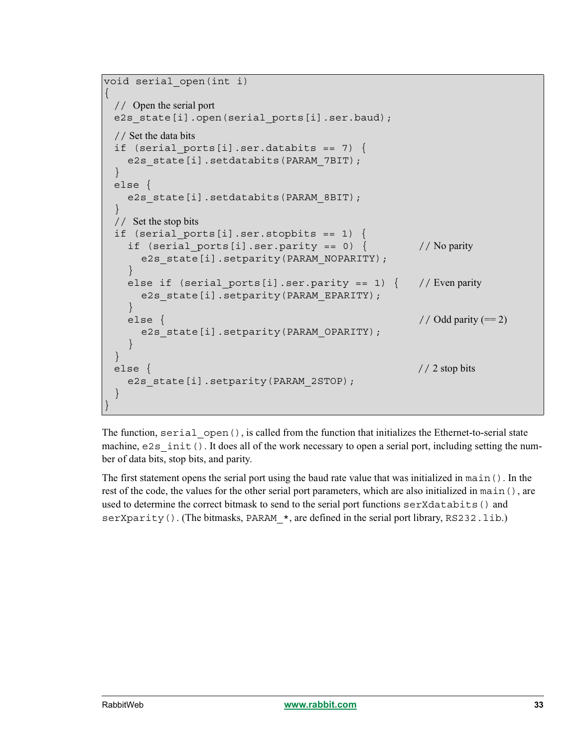```
void serial_open(int i)
{
  // Open the serial port
  e2s_state[i].open(serial_ports[i].ser.baud);

  // Set the data bits
  if (serial_ports[i].ser.databits == 7) {
    e2s_state[i].setdatabits(PARAM_7BIT);
  }
  else {
    e2s_state[i].setdatabits(PARAM_8BIT);
  }
  // Set the stop bits
  if (serial_ports[i].ser.stopbits == 1) {
    if (serial_ports[i].ser.parity == 0) {          // No parity
      e2s_state[i].setparity(PARAM_NOPARITY);
    }
    else if (serial_ports[i].ser.parity == 1) {    // Even parity
      e2s_state[i].setparity(PARAM_EPARITY);
    }
    else {                                          // Odd parity (== 2)
      e2s_state[i].setparity(PARAM_OPARITY);
    }
  }
  else {                                            // 2 stop bits
    e2s_state[i].setparity(PARAM_2STOP);
  }
}
```

The function, `serial_open()`, is called from the function that initializes the Ethernet-to-serial state machine, `e2s_init()`. It does all of the work necessary to open a serial port, including setting the number of data bits, stop bits, and parity.

The first statement opens the serial port using the baud rate value that was initialized in `main()`. In the rest of the code, the values for the other serial port parameters, which are also initialized in `main()`, are used to determine the correct bitmask to send to the serial port functions `serXdatabits()` and `serXparity()`. (The bitmasks, `PARAM_*`, are defined in the serial port library, `RS232.lib`.)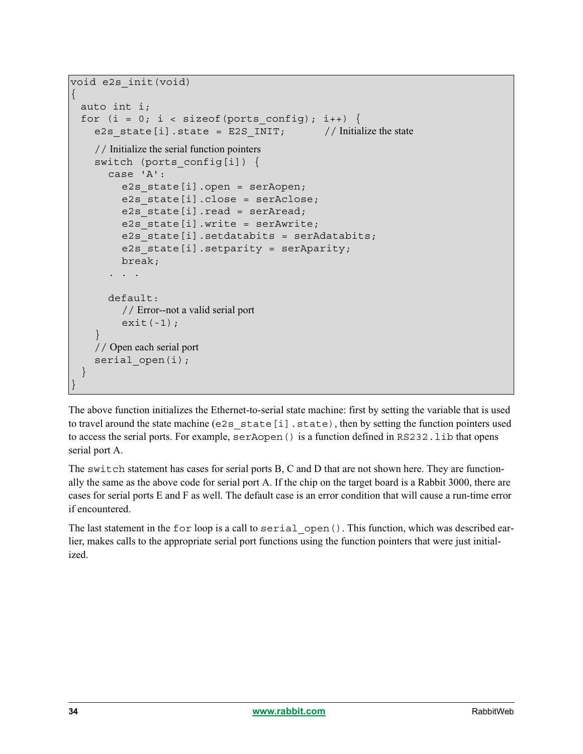```
void e2s_init(void)
{
  auto int i;
  for (i = 0; i < sizeof(ports_config); i++) {
    e2s_state[i].state = E2S_INIT;       // Initialize the state

    // Initialize the serial function pointers
    switch (ports_config[i]) {
      case 'A':
        e2s_state[i].open = serAopen;
        e2s_state[i].close = serAclose;
        e2s_state[i].read = serAread;
        e2s_state[i].write = serAwrite;
        e2s_state[i].setdatabits = serAdatabits;
        e2s_state[i].setparity = serAparity;
        break;
      . . .

      default:
        // Error--not a valid serial port
        exit(-1);
    }
    // Open each serial port
    serial_open(i);
  }
}
```

The above function initializes the Ethernet-to-serial state machine: first by setting the variable that is used to travel around the state machine (`e2s_state[i].state`), then by setting the function pointers used to access the serial ports. For example, `serAopen()` is a function defined in `RS232.lib` that opens serial port A.

The `switch` statement has cases for serial ports B, C and D that are not shown here. They are functionally the same as the above code for serial port A. If the chip on the target board is a Rabbit 3000, there are cases for serial ports E and F as well. The default case is an error condition that will cause a run-time error if encountered.

The last statement in the `for` loop is a call to `serial_open()`. This function, which was described earlier, makes calls to the appropriate serial port functions using the function pointers that were just initialized.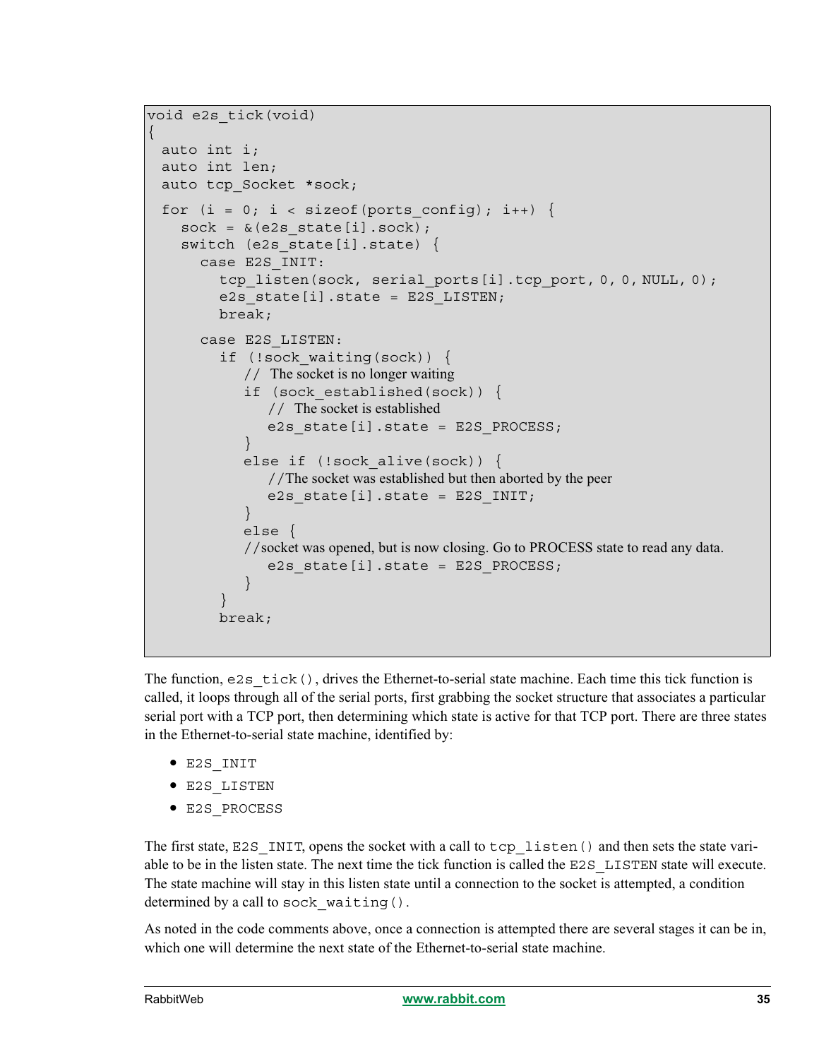```
void e2s_tick(void)
{
  auto int i;
  auto int len;
  auto tcp_Socket *sock;

  for (i = 0; i < sizeof(ports_config); i++) {
    sock = &(e2s_state[i].sock);
    switch (e2s_state[i].state) {
      case E2S_INIT:
        tcp_listen(sock, serial_ports[i].tcp_port, 0, 0, NULL, 0);
        e2s_state[i].state = E2S_LISTEN;
        break;

      case E2S_LISTEN:
        if (!sock_waiting(sock)) {
           // The socket is no longer waiting
           if (sock_established(sock)) {
              // The socket is established
              e2s_state[i].state = E2S_PROCESS;
           }
           else if (!sock_alive(sock)) {
              //The socket was established but then aborted by the peer
              e2s_state[i].state = E2S_INIT;
           }
           else {
           //socket was opened, but is now closing. Go to PROCESS state to read any data.
              e2s_state[i].state = E2S_PROCESS;
           }
        }
        break;
```

The function, `e2s_tick()`, drives the Ethernet-to-serial state machine. Each time this tick function is called, it loops through all of the serial ports, first grabbing the socket structure that associates a particular serial port with a TCP port, then determining which state is active for that TCP port. There are three states in the Ethernet-to-serial state machine, identified by:

- `E2S_INIT`
- `E2S_LISTEN`
- `E2S_PROCESS`

The first state, `E2S_INIT`, opens the socket with a call to `tcp_listen()` and then sets the state variable to be in the listen state. The next time the tick function is called the `E2S_LISTEN` state will execute. The state machine will stay in this listen state until a connection to the socket is attempted, a condition determined by a call to `sock_waiting()`.

As noted in the code comments above, once a connection is attempted there are several stages it can be in, which one will determine the next state of the Ethernet-to-serial state machine.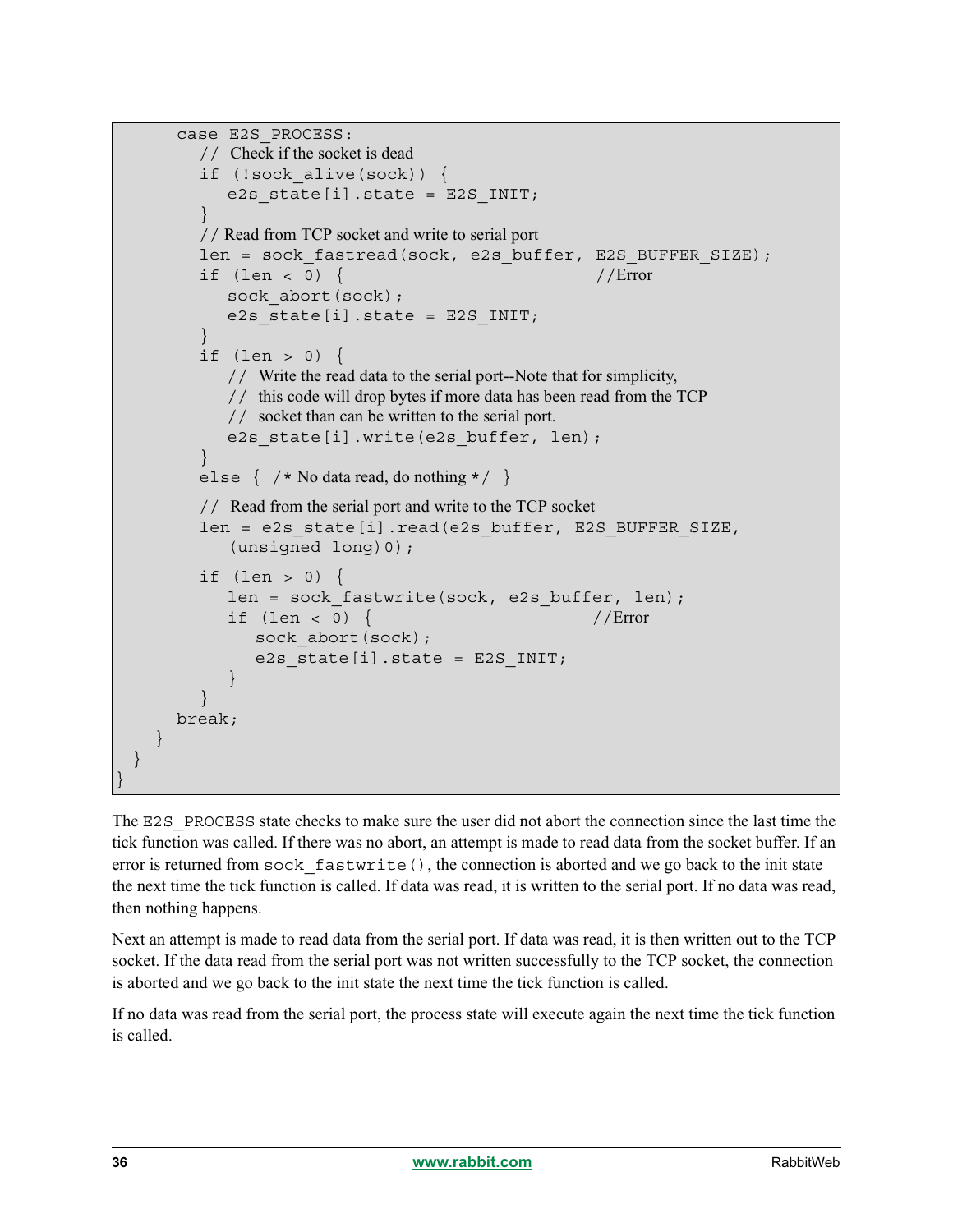```
      case E2S_PROCESS:
         // Check if the socket is dead
         if (!sock_alive(sock)) {
            e2s_state[i].state = E2S_INIT;
         }
         // Read from TCP socket and write to serial port
         len = sock_fastread(sock, e2s_buffer, E2S_BUFFER_SIZE);
         if (len < 0) {                          //Error
            sock_abort(sock);
            e2s_state[i].state = E2S_INIT;
         }
         if (len > 0) {
            // Write the read data to the serial port--Note that for simplicity,
            // this code will drop bytes if more data has been read from the TCP
            // socket than can be written to the serial port.
            e2s_state[i].write(e2s_buffer, len);
         }
         else { /* No data read, do nothing */ }
         // Read from the serial port and write to the TCP socket
         len = e2s_state[i].read(e2s_buffer, E2S_BUFFER_SIZE,
            (unsigned long)0);
         if (len > 0) {
            len = sock_fastwrite(sock, e2s_buffer, len);
            if (len < 0) {                       //Error
               sock_abort(sock);
               e2s_state[i].state = E2S_INIT;
            }
         }
      break;
    }
  }
}
```

The `E2S_PROCESS` state checks to make sure the user did not abort the connection since the last time the tick function was called. If there was no abort, an attempt is made to read data from the socket buffer. If an error is returned from `sock_fastwrite()`, the connection is aborted and we go back to the init state the next time the tick function is called. If data was read, it is written to the serial port. If no data was read, then nothing happens.

Next an attempt is made to read data from the serial port. If data was read, it is then written out to the TCP socket. If the data read from the serial port was not written successfully to the TCP socket, the connection is aborted and we go back to the init state the next time the tick function is called.

If no data was read from the serial port, the process state will execute again the next time the tick function is called.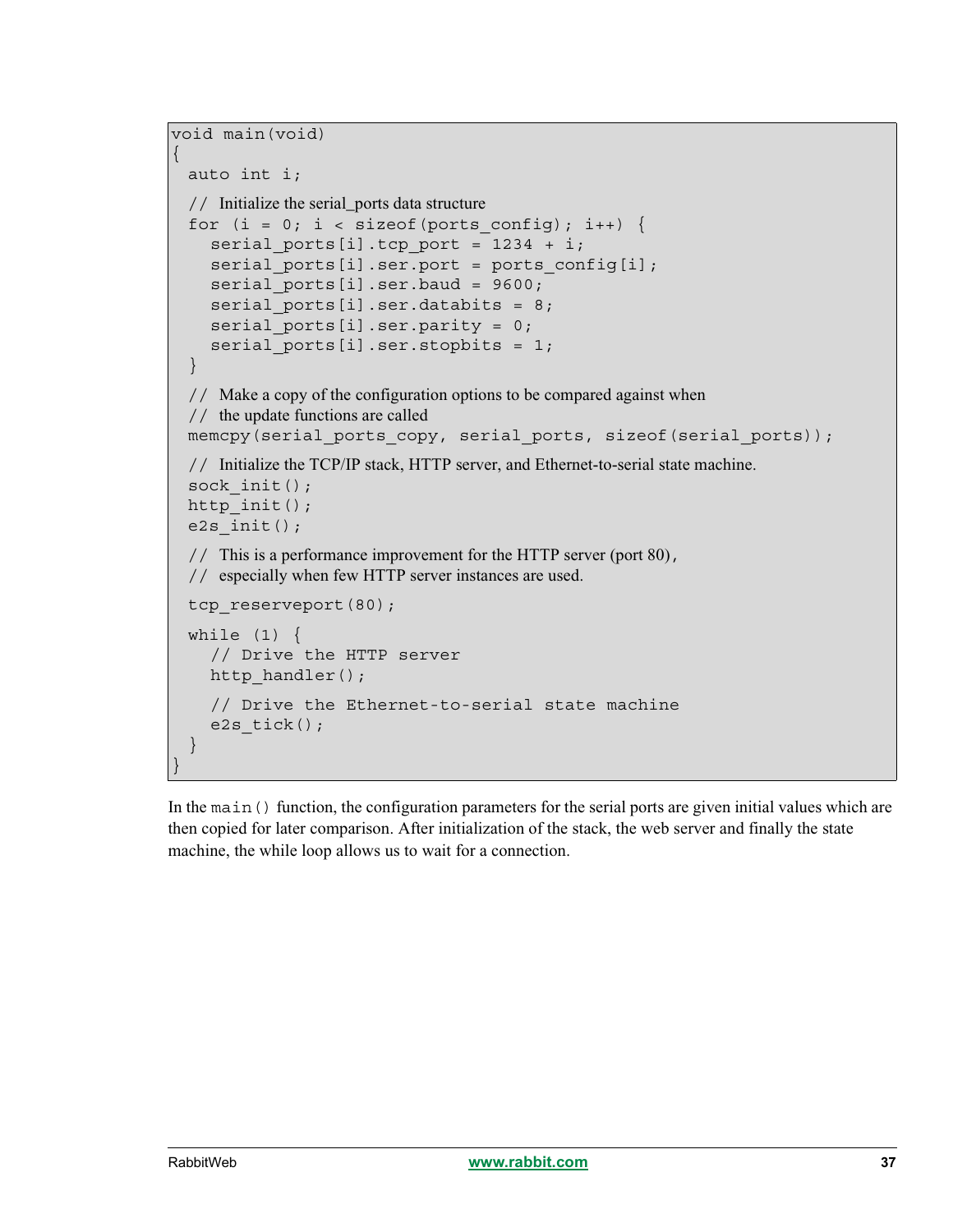```
void main(void)
{
  auto int i;

  // Initialize the serial_ports data structure
  for (i = 0; i < sizeof(ports_config); i++) {
    serial_ports[i].tcp_port = 1234 + i;
    serial_ports[i].ser.port = ports_config[i];
    serial_ports[i].ser.baud = 9600;
    serial_ports[i].ser.databits = 8;
    serial_ports[i].ser.parity = 0;
    serial_ports[i].ser.stopbits = 1;
  }

  // Make a copy of the configuration options to be compared against when
  // the update functions are called
  memcpy(serial_ports_copy, serial_ports, sizeof(serial_ports));

  // Initialize the TCP/IP stack, HTTP server, and Ethernet-to-serial state machine.
  sock_init();
  http_init();
  e2s_init();

  // This is a performance improvement for the HTTP server (port 80),
  // especially when few HTTP server instances are used.

  tcp_reserveport(80);

  while (1) {
    // Drive the HTTP server
    http_handler();

    // Drive the Ethernet-to-serial state machine
    e2s_tick();
  }
}
```

In the `main()` function, the configuration parameters for the serial ports are given initial values which are then copied for later comparison. After initialization of the stack, the web server and finally the state machine, the while loop allows us to wait for a connection.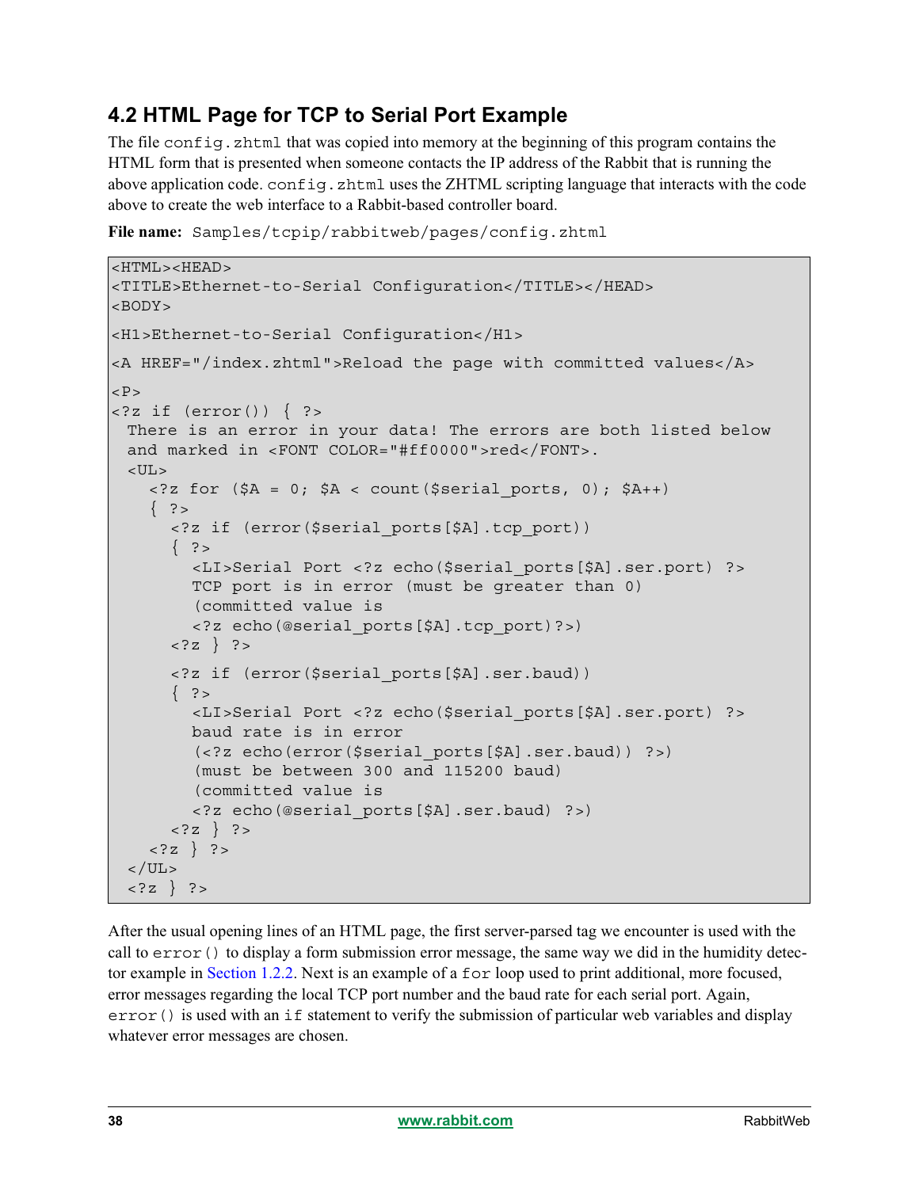## 4.2 HTML Page for TCP to Serial Port Example

The file `config.zhtml` that was copied into memory at the beginning of this program contains the HTML form that is presented when someone contacts the IP address of the Rabbit that is running the above application code. `config.zhtml` uses the ZHTML scripting language that interacts with the code above to create the web interface to a Rabbit-based controller board.

**File name:** `Samples/tcpip/rabbitweb/pages/config.zhtml`

```
<HTML><HEAD>
<TITLE>Ethernet-to-Serial Configuration</TITLE></HEAD>
<BODY>
<H1>Ethernet-to-Serial Configuration</H1>
<A HREF="/index.zhtml">Reload the page with committed values</A>
<P>
<?z if (error()) { ?>
  There is an error in your data! The errors are both listed below
  and marked in <FONT COLOR="#ff0000">red</FONT>.
  <UL>
    <?z for ($A = 0; $A < count($serial_ports, 0); $A++)
    { ?>
      <?z if (error($serial_ports[$A].tcp_port))
      { ?>
        <LI>Serial Port <?z echo($serial_ports[$A].ser.port) ?>
        TCP port is in error (must be greater than 0)
        (committed value is
        <?z echo(@serial_ports[$A].tcp_port)?>)
      <?z } ?>
      <?z if (error($serial_ports[$A].ser.baud))
      { ?>
        <LI>Serial Port <?z echo($serial_ports[$A].ser.port) ?>
        baud rate is in error
        (<?z echo(error($serial_ports[$A].ser.baud)) ?>)
        (must be between 300 and 115200 baud)
        (committed value is
        <?z echo(@serial_ports[$A].ser.baud) ?>)
      <?z } ?>
    <?z } ?>
  </UL>
  <?z } ?>
```

After the usual opening lines of an HTML page, the first server-parsed tag we encounter is used with the call to `error()` to display a form submission error message, the same way we did in the humidity detector example in Section 1.2.2. Next is an example of a `for` loop used to print additional, more focused, error messages regarding the local TCP port number and the baud rate for each serial port. Again, `error()` is used with an `if` statement to verify the submission of particular web variables and display whatever error messages are chosen.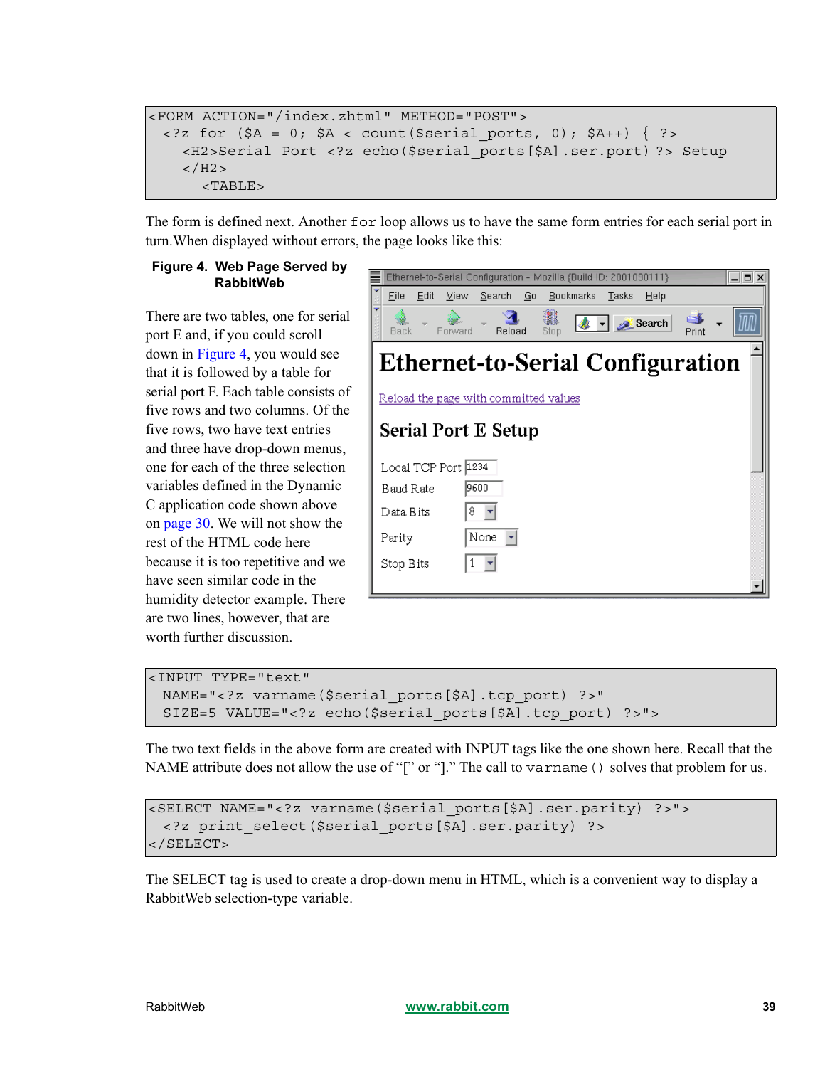```
<FORM ACTION="/index.zhtml" METHOD="POST">
  <?z for ($A = 0; $A < count($serial_ports, 0); $A++) { ?>
    <H2>Serial Port <?z echo($serial_ports[$A].ser.port) ?> Setup
    </H2>
      <TABLE>
```

The form is defined next. Another `for` loop allows us to have the same form entries for each serial port in turn.When displayed without errors, the page looks like this:

**Figure 4. Web Page Served by RabbitWeb**

There are two tables, one for serial port E and, if you could scroll down in Figure 4, you would see that it is followed by a table for serial port F. Each table consists of five rows and two columns. Of the five rows, two have text entries and three have drop-down menus, one for each of the three selection variables defined in the Dynamic C application code shown above on page 30. We will not show the rest of the HTML code here because it is too repetitive and we have seen similar code in the humidity detector example. There are two lines, however, that are worth further discussion.

```
<INPUT TYPE="text"
  NAME="<?z varname($serial_ports[$A].tcp_port) ?>"
  SIZE=5 VALUE="<?z echo($serial_ports[$A].tcp_port) ?>">
```

The two text fields in the above form are created with INPUT tags like the one shown here. Recall that the NAME attribute does not allow the use of "[" or "]." The call to `varname()` solves that problem for us.

```
<SELECT NAME="<?z varname($serial_ports[$A].ser.parity) ?>">
  <?z print_select($serial_ports[$A].ser.parity) ?>
</SELECT>
```

The SELECT tag is used to create a drop-down menu in HTML, which is a convenient way to display a RabbitWeb selection-type variable.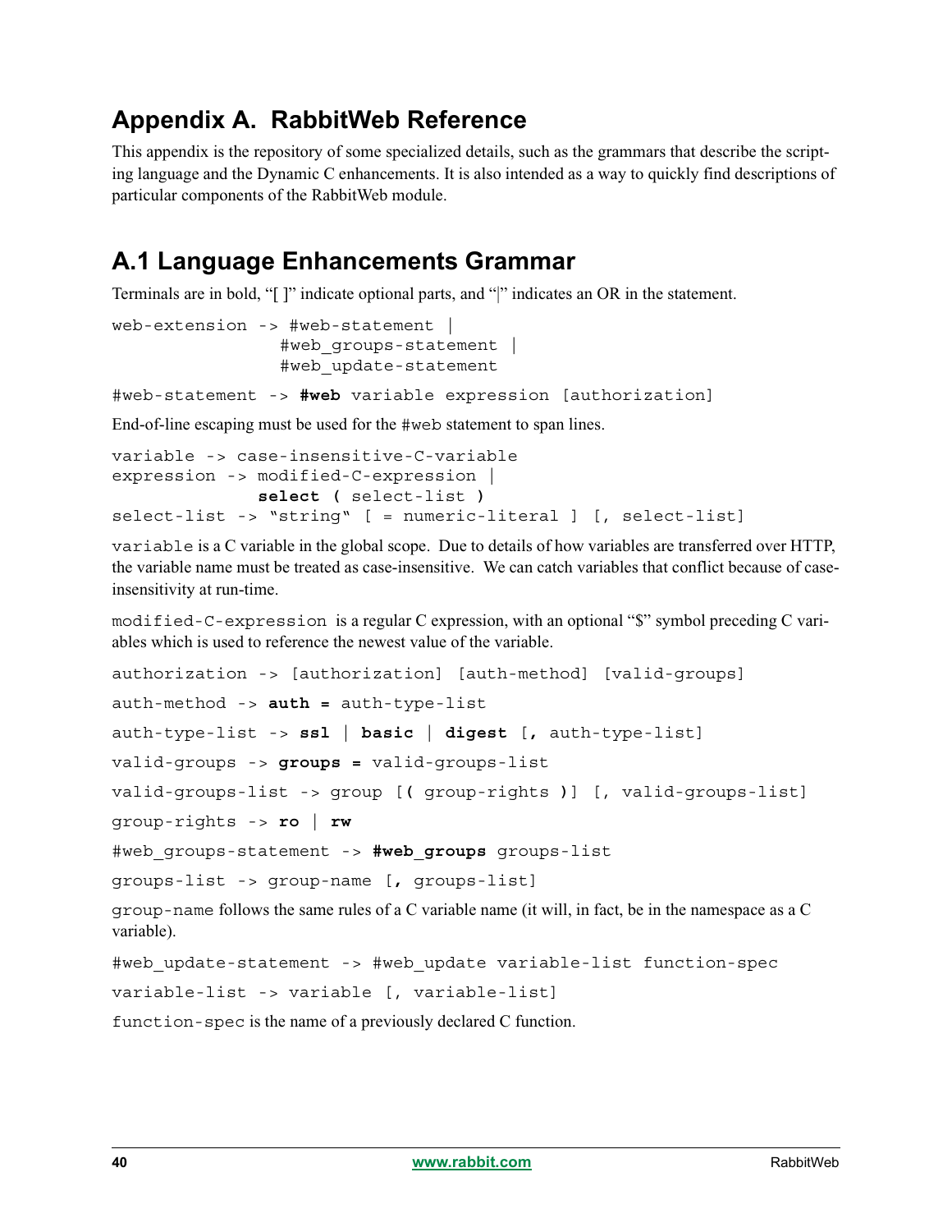# Appendix A. RabbitWeb Reference

This appendix is the repository of some specialized details, such as the grammars that describe the scripting language and the Dynamic C enhancements. It is also intended as a way to quickly find descriptions of particular components of the RabbitWeb module.

## A.1 Language Enhancements Grammar

Terminals are in bold, "[ ]" indicate optional parts, and "|" indicates an OR in the statement.

```
web-extension -> #web-statement |
                 #web_groups-statement |
                 #web_update-statement
```

```
#web-statement -> #web variable expression [authorization]
```

End-of-line escaping must be used for the `#web` statement to span lines.

```
variable -> case-insensitive-C-variable
expression -> modified-C-expression |
              select ( select-list )
select-list -> "string" [ = numeric-literal ] [, select-list]
```

`variable` is a C variable in the global scope. Due to details of how variables are transferred over HTTP, the variable name must be treated as case-insensitive. We can catch variables that conflict because of case-insensitivity at run-time.

`modified-C-expression` is a regular C expression, with an optional "$" symbol preceding C variables which is used to reference the newest value of the variable.

```
authorization -> [authorization] [auth-method] [valid-groups]
```

```
auth-method -> auth = auth-type-list
```

```
auth-type-list -> ssl | basic | digest [, auth-type-list]
```

```
valid-groups -> groups = valid-groups-list
```

```
valid-groups-list -> group [( group-rights )] [, valid-groups-list]
```

```
group-rights -> ro | rw
```

```
#web_groups-statement -> #web_groups groups-list
```

```
groups-list -> group-name [, groups-list]
```

`group-name` follows the same rules of a C variable name (it will, in fact, be in the namespace as a C variable).

```
#web_update-statement -> #web_update variable-list function-spec
```

```
variable-list -> variable [, variable-list]
```

`function-spec` is the name of a previously declared C function.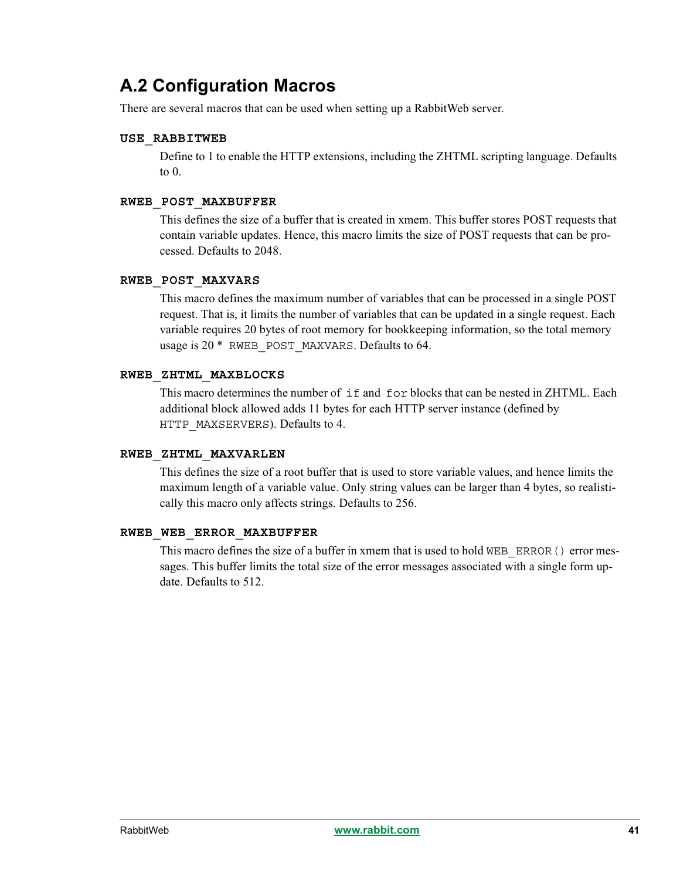## A.2 Configuration Macros

There are several macros that can be used when setting up a RabbitWeb server.

**`USE_RABBITWEB`**

Define to 1 to enable the HTTP extensions, including the ZHTML scripting language. Defaults to 0.

**`RWEB_POST_MAXBUFFER`**

This defines the size of a buffer that is created in xmem. This buffer stores POST requests that contain variable updates. Hence, this macro limits the size of POST requests that can be processed. Defaults to 2048.

**`RWEB_POST_MAXVARS`**

This macro defines the maximum number of variables that can be processed in a single POST request. That is, it limits the number of variables that can be updated in a single request. Each variable requires 20 bytes of root memory for bookkeeping information, so the total memory usage is 20 * `RWEB_POST_MAXVARS`. Defaults to 64.

**`RWEB_ZHTML_MAXBLOCKS`**

This macro determines the number of `if` and `for` blocks that can be nested in ZHTML. Each additional block allowed adds 11 bytes for each HTTP server instance (defined by `HTTP_MAXSERVERS`). Defaults to 4.

**`RWEB_ZHTML_MAXVARLEN`**

This defines the size of a root buffer that is used to store variable values, and hence limits the maximum length of a variable value. Only string values can be larger than 4 bytes, so realistically this macro only affects strings. Defaults to 256.

**`RWEB_WEB_ERROR_MAXBUFFER`**

This macro defines the size of a buffer in xmem that is used to hold `WEB_ERROR()` error messages. This buffer limits the total size of the error messages associated with a single form update. Defaults to 512.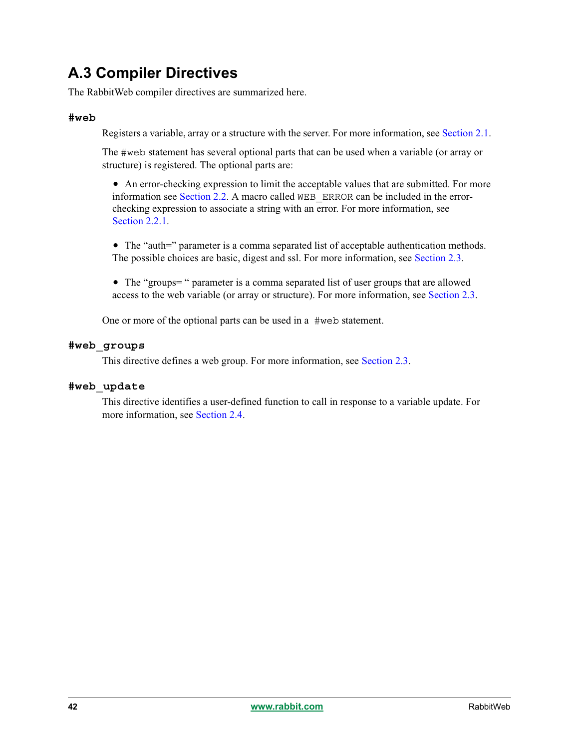## A.3 Compiler Directives

The RabbitWeb compiler directives are summarized here.

### `#web`

Registers a variable, array or a structure with the server. For more information, see Section 2.1.

The `#web` statement has several optional parts that can be used when a variable (or array or structure) is registered. The optional parts are:

- An error-checking expression to limit the acceptable values that are submitted. For more information see Section 2.2. A macro called `WEB_ERROR` can be included in the error-checking expression to associate a string with an error. For more information, see Section 2.2.1.
- The "auth=" parameter is a comma separated list of acceptable authentication methods. The possible choices are basic, digest and ssl. For more information, see Section 2.3.
- The "groups= " parameter is a comma separated list of user groups that are allowed access to the web variable (or array or structure). For more information, see Section 2.3.

One or more of the optional parts can be used in a `#web` statement.

### `#web_groups`

This directive defines a web group. For more information, see Section 2.3.

### `#web_update`

This directive identifies a user-defined function to call in response to a variable update. For more information, see Section 2.4.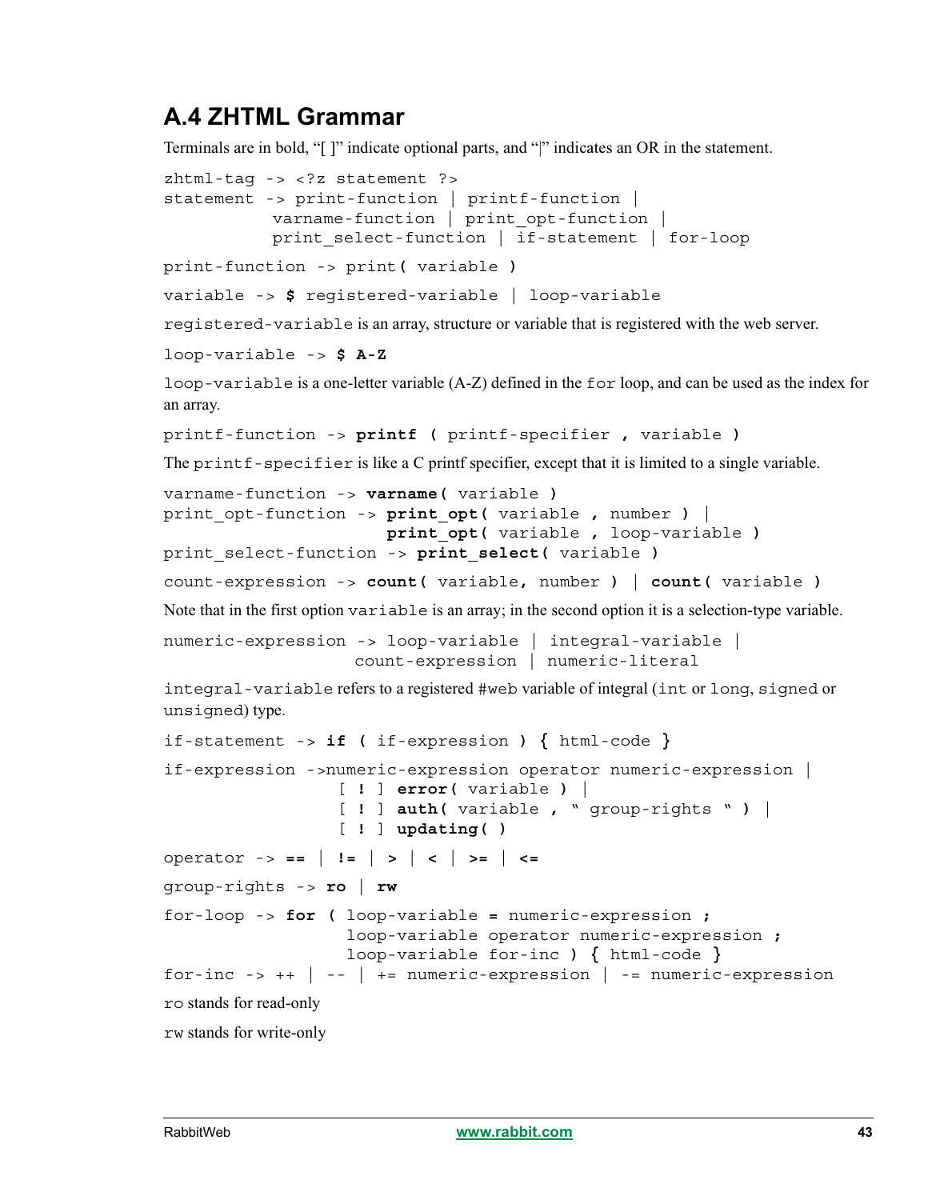## A.4 ZHTML Grammar

Terminals are in bold, "[ ]" indicate optional parts, and "|" indicates an OR in the statement.

```
zhtml-tag -> <?z statement ?>
statement -> print-function | printf-function |
          varname-function | print_opt-function |
          print_select-function | if-statement | for-loop
```

```
print-function -> print( variable )
```

```
variable -> $ registered-variable | loop-variable
```

`registered-variable` is an array, structure or variable that is registered with the web server.

```
loop-variable -> $ A-Z
```

`loop-variable` is a one-letter variable (A-Z) defined in the `for` loop, and can be used as the index for an array.

```
printf-function -> printf ( printf-specifier , variable )
```

The `printf-specifier` is like a C printf specifier, except that it is limited to a single variable.

```
varname-function -> varname( variable )
print_opt-function -> print_opt( variable , number ) |
                      print_opt( variable , loop-variable )
print_select-function -> print_select( variable )
```

```
count-expression -> count( variable, number ) | count( variable )
```

Note that in the first option `variable` is an array; in the second option it is a selection-type variable.

```
numeric-expression -> loop-variable | integral-variable |
                      count-expression | numeric-literal
```

`integral-variable` refers to a registered `#web` variable of integral (`int` or `long`, `signed` or `unsigned`) type.

```
if-statement -> if ( if-expression ) { html-code }
```

```
if-expression ->numeric-expression operator numeric-expression |
                [ ! ] error( variable ) |
                [ ! ] auth( variable , " group-rights " ) |
                [ ! ] updating( )
```

```
operator -> == | != | > | < | >= | <=
```

```
group-rights -> ro | rw
```

```
for-loop -> for ( loop-variable = numeric-expression ;
                  loop-variable operator numeric-expression ;
                  loop-variable for-inc ) { html-code }
for-inc -> ++ | -- | += numeric-expression | -= numeric-expression
```

`ro` stands for read-only

`rw` stands for write-only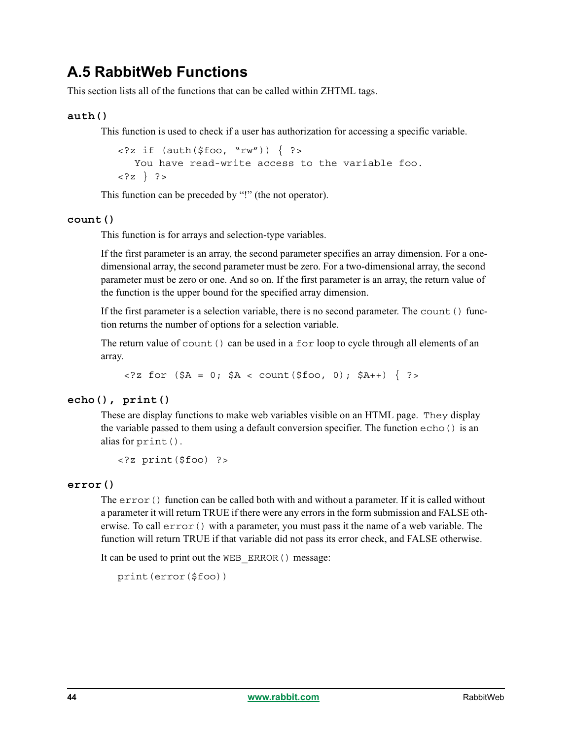## A.5 RabbitWeb Functions

This section lists all of the functions that can be called within ZHTML tags.

### auth()

This function is used to check if a user has authorization for accessing a specific variable.

```
<?z if (auth($foo, "rw")) { ?>
   You have read-write access to the variable foo.
<?z } ?>
```

This function can be preceded by “!” (the not operator).

### count()

This function is for arrays and selection-type variables.

If the first parameter is an array, the second parameter specifies an array dimension. For a one-dimensional array, the second parameter must be zero. For a two-dimensional array, the second parameter must be zero or one. And so on. If the first parameter is an array, the return value of the function is the upper bound for the specified array dimension.

If the first parameter is a selection variable, there is no second parameter. The `count()` function returns the number of options for a selection variable.

The return value of `count()` can be used in a `for` loop to cycle through all elements of an array.

```
<?z for ($A = 0; $A < count($foo, 0); $A++) { ?>
```

### echo(), print()

These are display functions to make web variables visible on an HTML page. They display the variable passed to them using a default conversion specifier. The function `echo()` is an alias for `print()`.

```
<?z print($foo) ?>
```

### error()

The `error()` function can be called both with and without a parameter. If it is called without a parameter it will return TRUE if there were any errors in the form submission and FALSE otherwise. To call `error()` with a parameter, you must pass it the name of a web variable. The function will return TRUE if that variable did not pass its error check, and FALSE otherwise.

It can be used to print out the `WEB_ERROR()` message:

```
print(error($foo))
```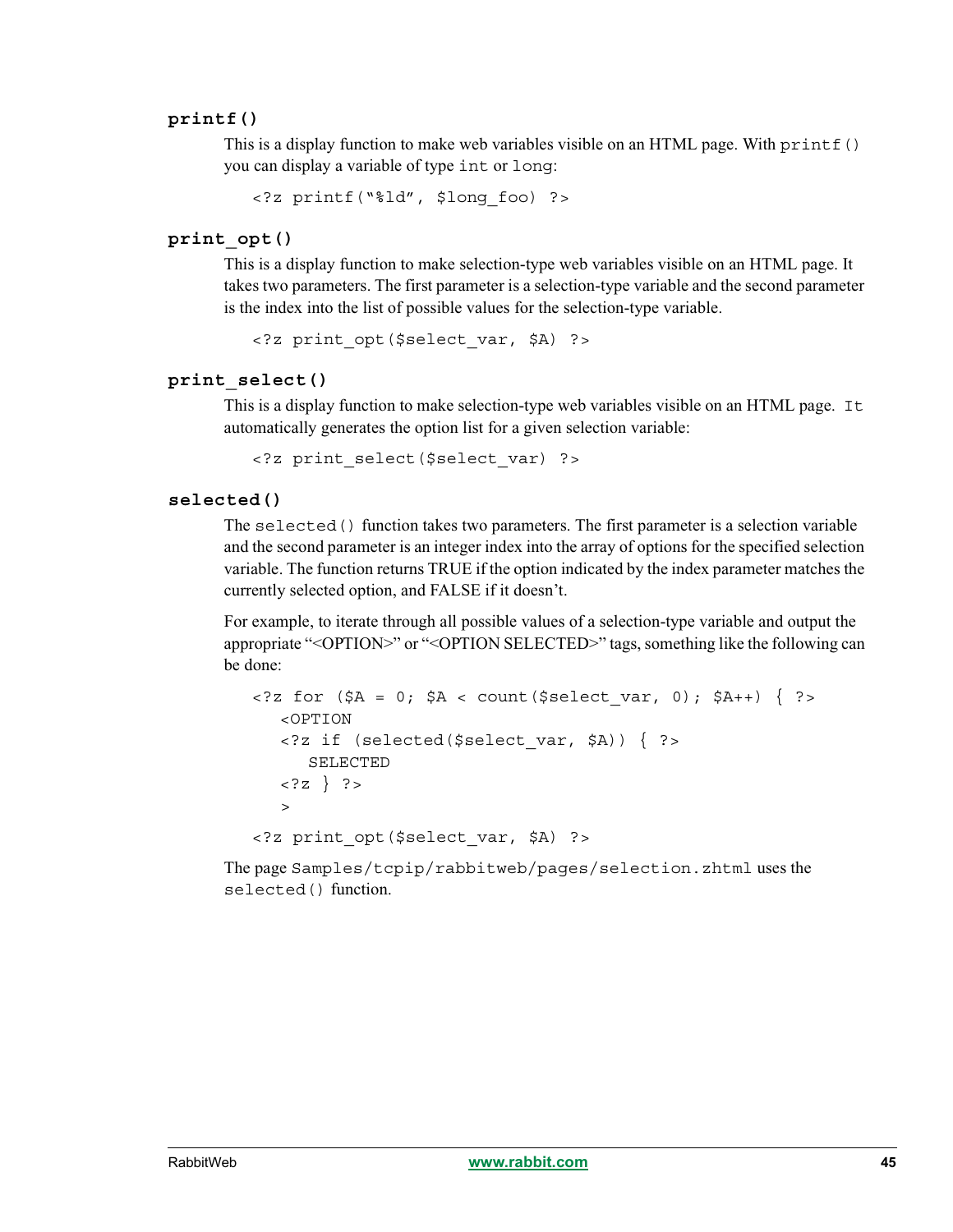### printf()

This is a display function to make web variables visible on an HTML page. With `printf()` you can display a variable of type `int` or `long`:

```
<?z printf("%ld", $long_foo) ?>
```

### print_opt()

This is a display function to make selection-type web variables visible on an HTML page. It takes two parameters. The first parameter is a selection-type variable and the second parameter is the index into the list of possible values for the selection-type variable.

```
<?z print_opt($select_var, $A) ?>
```

### print_select()

This is a display function to make selection-type web variables visible on an HTML page. It automatically generates the option list for a given selection variable:

```
<?z print_select($select_var) ?>
```

### selected()

The `selected()` function takes two parameters. The first parameter is a selection variable and the second parameter is an integer index into the array of options for the specified selection variable. The function returns TRUE if the option indicated by the index parameter matches the currently selected option, and FALSE if it doesn't.

For example, to iterate through all possible values of a selection-type variable and output the appropriate "<OPTION>" or "<OPTION SELECTED>" tags, something like the following can be done:

```
<?z for ($A = 0; $A < count($select_var, 0); $A++) { ?>
   <OPTION
   <?z if (selected($select_var, $A)) { ?>
      SELECTED
   <?z } ?>
   >

<?z print_opt($select_var, $A) ?>
```

The page `Samples/tcpip/rabbitweb/pages/selection.zhtml` uses the `selected()` function.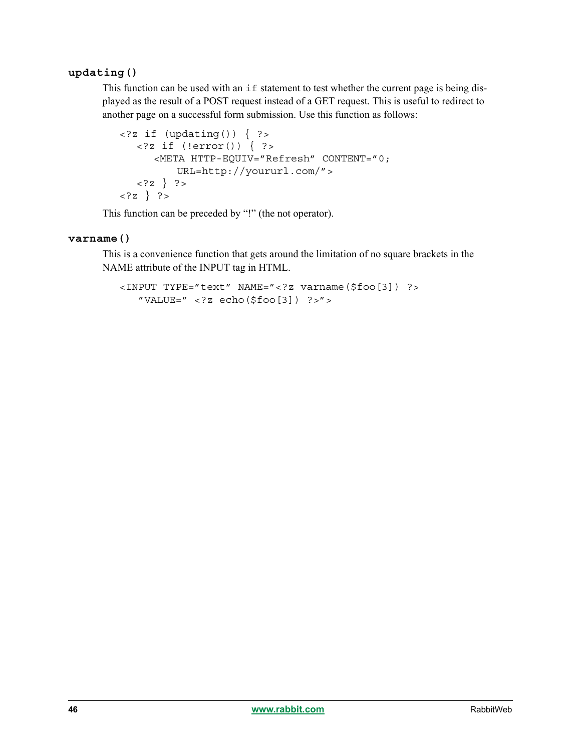### `updating()`

This function can be used with an `if` statement to test whether the current page is being displayed as the result of a POST request instead of a GET request. This is useful to redirect to another page on a successful form submission. Use this function as follows:

```
<?z if (updating()) { ?>
   <?z if (!error()) { ?>
      <META HTTP-EQUIV="Refresh" CONTENT="0;
          URL=http://yoururl.com/">
   <?z } ?>
<?z } ?>
```

This function can be preceded by "!" (the not operator).

### `varname()`

This is a convenience function that gets around the limitation of no square brackets in the NAME attribute of the INPUT tag in HTML.

```
<INPUT TYPE="text" NAME="<?z varname($foo[3]) ?>
   "VALUE=" <?z echo($foo[3]) ?>">
```